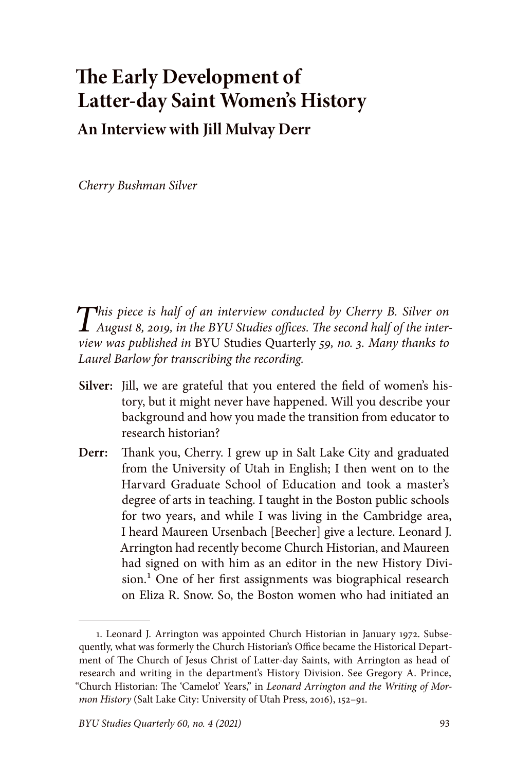# The Early Development of Latter-day Saint Women's History

## An Interview with Jill Mulvay Derr

*Cherry Bushman Silver*

*This piece is half of an interview conducted by Cherry B. Silver on August 8, 2019, in the BYU Studies offices. The second half of the interview was published in* BYU Studies Quarterly *59, no. 3. Many thanks to Laurel Barlow for transcribing the recording.*

**Silver:** Jill, we are grateful that you entered the field of women's history, but it might never have happened. Will you describe your background and how you made the transition from educator to research historian?

**Derr:** Thank you, Cherry. I grew up in Salt Lake City and graduated from the University of Utah in English; I then went on to the Harvard Graduate School of Education and took a master's degree of arts in teaching. I taught in the Boston public schools for two years, and while I was living in the Cambridge area, I heard Maureen Ursenbach [Beecher] give a lecture. Leonard J. Arrington had recently become Church Historian, and Maureen had signed on with him as an editor in the new History Division.[1] One of her first assignments was biographical research on Eliza R. Snow. So, the Boston women who had initiated an

1. Leonard J. Arrington was appointed Church Historian in January 1972. Subsequently, what was formerly the Church Historian's Office became the Historical Department of The Church of Jesus Christ of Latter-day Saints, with Arrington as head of research and writing in the department's History Division. See Gregory A. Prince, "Church Historian: The 'Camelot' Years," in *Leonard Arrington and the Writing of Mormon History* (Salt Lake City: University of Utah Press, 2016), 152–91.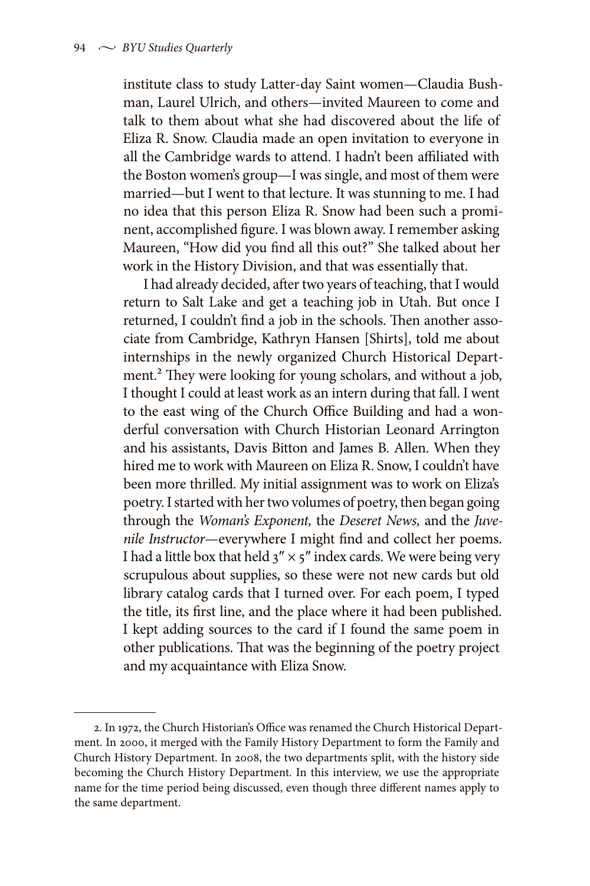institute class to study Latter-day Saint women—Claudia Bushman, Laurel Ulrich, and others—invited Maureen to come and talk to them about what she had discovered about the life of Eliza R. Snow. Claudia made an open invitation to everyone in all the Cambridge wards to attend. I hadn't been affiliated with the Boston women's group—I was single, and most of them were married—but I went to that lecture. It was stunning to me. I had no idea that this person Eliza R. Snow had been such a prominent, accomplished figure. I was blown away. I remember asking Maureen, "How did you find all this out?" She talked about her work in the History Division, and that was essentially that.

I had already decided, after two years of teaching, that I would return to Salt Lake and get a teaching job in Utah. But once I returned, I couldn't find a job in the schools. Then another associate from Cambridge, Kathryn Hansen [Shirts], told me about internships in the newly organized Church Historical Department.[2] They were looking for young scholars, and without a job, I thought I could at least work as an intern during that fall. I went to the east wing of the Church Office Building and had a wonderful conversation with Church Historian Leonard Arrington and his assistants, Davis Bitton and James B. Allen. When they hired me to work with Maureen on Eliza R. Snow, I couldn't have been more thrilled. My initial assignment was to work on Eliza's poetry. I started with her two volumes of poetry, then began going through the *Woman's Exponent,* the *Deseret News,* and the *Juvenile Instructor*—everywhere I might find and collect her poems. I had a little box that held 3″ × 5″ index cards. We were being very scrupulous about supplies, so these were not new cards but old library catalog cards that I turned over. For each poem, I typed the title, its first line, and the place where it had been published. I kept adding sources to the card if I found the same poem in other publications. That was the beginning of the poetry project and my acquaintance with Eliza Snow.

---

2. In 1972, the Church Historian's Office was renamed the Church Historical Department. In 2000, it merged with the Family History Department to form the Family and Church History Department. In 2008, the two departments split, with the history side becoming the Church History Department. In this interview, we use the appropriate name for the time period being discussed, even though three different names apply to the same department.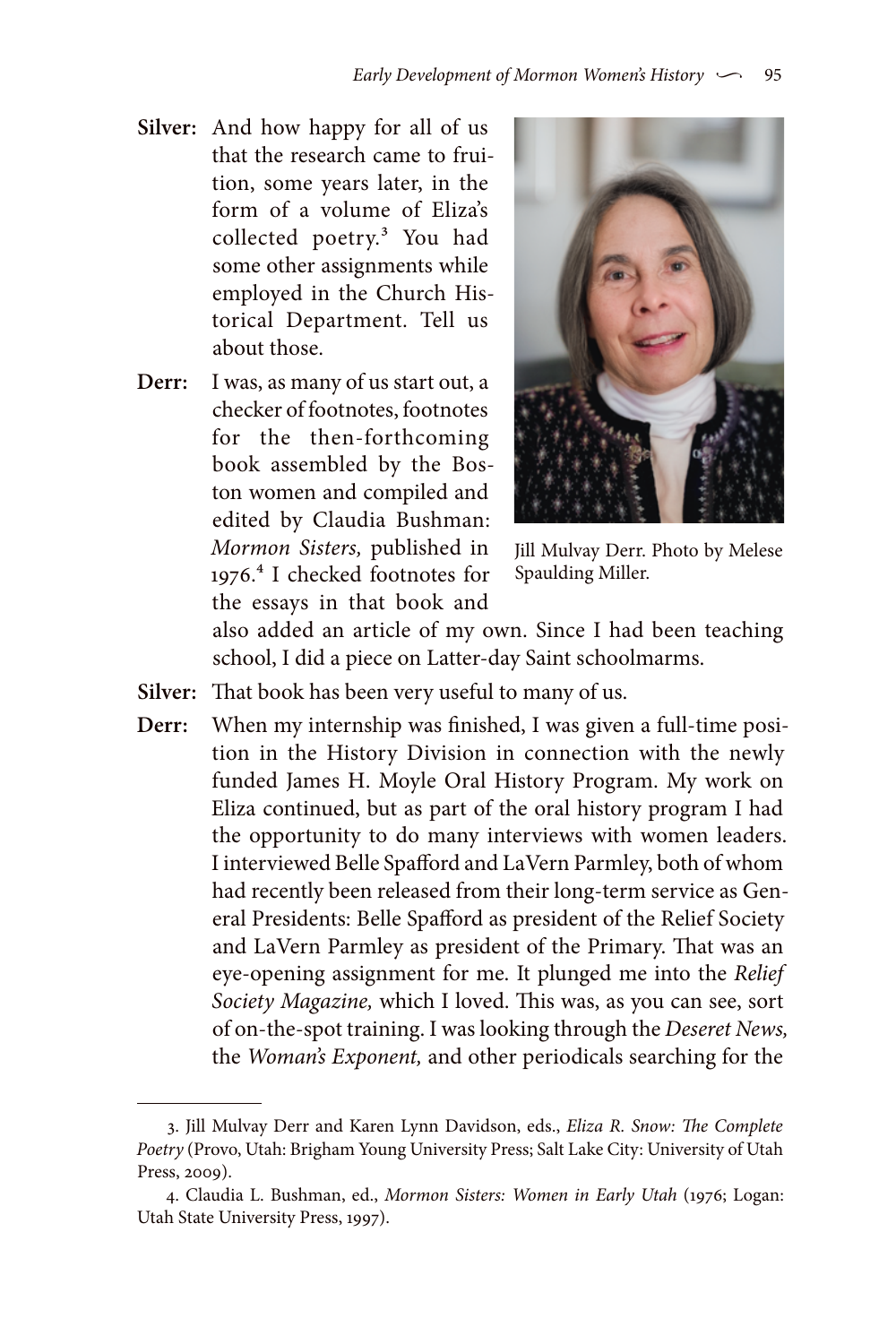**Silver:** And how happy for all of us that the research came to fruition, some years later, in the form of a volume of Eliza's collected poetry.[3] You had some other assignments while employed in the Church Historical Department. Tell us about those.

**Derr:** I was, as many of us start out, a checker of footnotes, footnotes for the then-forthcoming book assembled by the Boston women and compiled and edited by Claudia Bushman: *Mormon Sisters,* published in 1976.[4] I checked footnotes for the essays in that book and also added an article of my own. Since I had been teaching school, I did a piece on Latter-day Saint schoolmarms.

Jill Mulvay Derr. Photo by Melese Spaulding Miller.

**Silver:** That book has been very useful to many of us.

**Derr:** When my internship was finished, I was given a full-time position in the History Division in connection with the newly funded James H. Moyle Oral History Program. My work on Eliza continued, but as part of the oral history program I had the opportunity to do many interviews with women leaders. I interviewed Belle Spafford and LaVern Parmley, both of whom had recently been released from their long-term service as General Presidents: Belle Spafford as president of the Relief Society and LaVern Parmley as president of the Primary. That was an eye-opening assignment for me. It plunged me into the *Relief Society Magazine,* which I loved. This was, as you can see, sort of on-the-spot training. I was looking through the *Deseret News,* the *Woman's Exponent,* and other periodicals searching for the

---

3. Jill Mulvay Derr and Karen Lynn Davidson, eds., *Eliza R. Snow: The Complete Poetry* (Provo, Utah: Brigham Young University Press; Salt Lake City: University of Utah Press, 2009).

4. Claudia L. Bushman, ed., *Mormon Sisters: Women in Early Utah* (1976; Logan: Utah State University Press, 1997).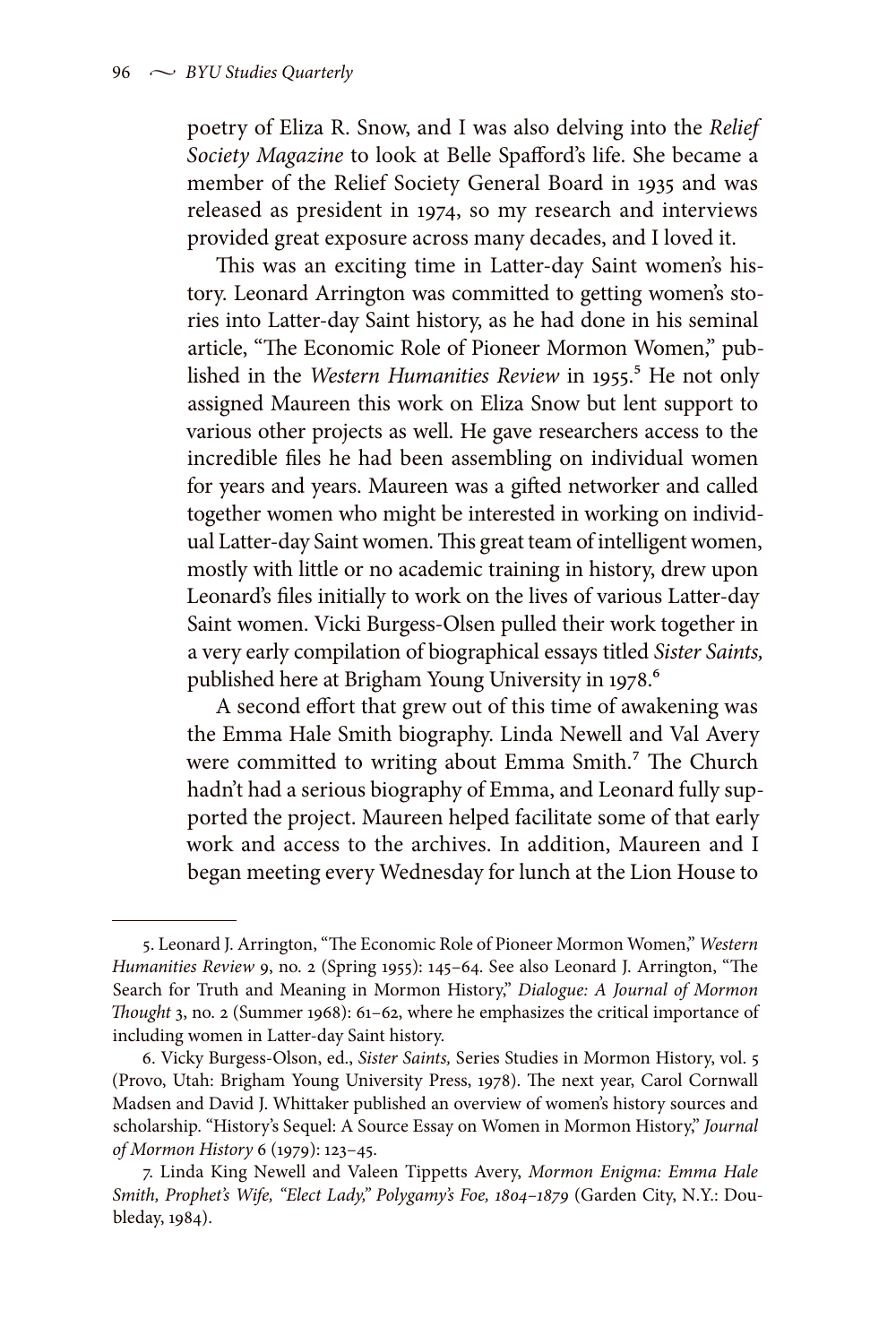poetry of Eliza R. Snow, and I was also delving into the *Relief Society Magazine* to look at Belle Spafford's life. She became a member of the Relief Society General Board in 1935 and was released as president in 1974, so my research and interviews provided great exposure across many decades, and I loved it.

This was an exciting time in Latter-day Saint women's history. Leonard Arrington was committed to getting women's stories into Latter-day Saint history, as he had done in his seminal article, "The Economic Role of Pioneer Mormon Women," published in the *Western Humanities Review* in 1955.[5] He not only assigned Maureen this work on Eliza Snow but lent support to various other projects as well. He gave researchers access to the incredible files he had been assembling on individual women for years and years. Maureen was a gifted networker and called together women who might be interested in working on individual Latter-day Saint women. This great team of intelligent women, mostly with little or no academic training in history, drew upon Leonard's files initially to work on the lives of various Latter-day Saint women. Vicki Burgess-Olsen pulled their work together in a very early compilation of biographical essays titled *Sister Saints,* published here at Brigham Young University in 1978.[6]

A second effort that grew out of this time of awakening was the Emma Hale Smith biography. Linda Newell and Val Avery were committed to writing about Emma Smith.[7] The Church hadn't had a serious biography of Emma, and Leonard fully supported the project. Maureen helped facilitate some of that early work and access to the archives. In addition, Maureen and I began meeting every Wednesday for lunch at the Lion House to

---

5. Leonard J. Arrington, "The Economic Role of Pioneer Mormon Women," *Western Humanities Review* 9, no. 2 (Spring 1955): 145–64. See also Leonard J. Arrington, "The Search for Truth and Meaning in Mormon History," *Dialogue: A Journal of Mormon Thought* 3, no. 2 (Summer 1968): 61–62, where he emphasizes the critical importance of including women in Latter-day Saint history.

6. Vicky Burgess-Olson, ed., *Sister Saints,* Series Studies in Mormon History, vol. 5 (Provo, Utah: Brigham Young University Press, 1978). The next year, Carol Cornwall Madsen and David J. Whittaker published an overview of women's history sources and scholarship. "History's Sequel: A Source Essay on Women in Mormon History," *Journal of Mormon History* 6 (1979): 123–45.

7. Linda King Newell and Valeen Tippetts Avery, *Mormon Enigma: Emma Hale Smith, Prophet's Wife, "Elect Lady," Polygamy's Foe, 1804–1879* (Garden City, N.Y.: Doubleday, 1984).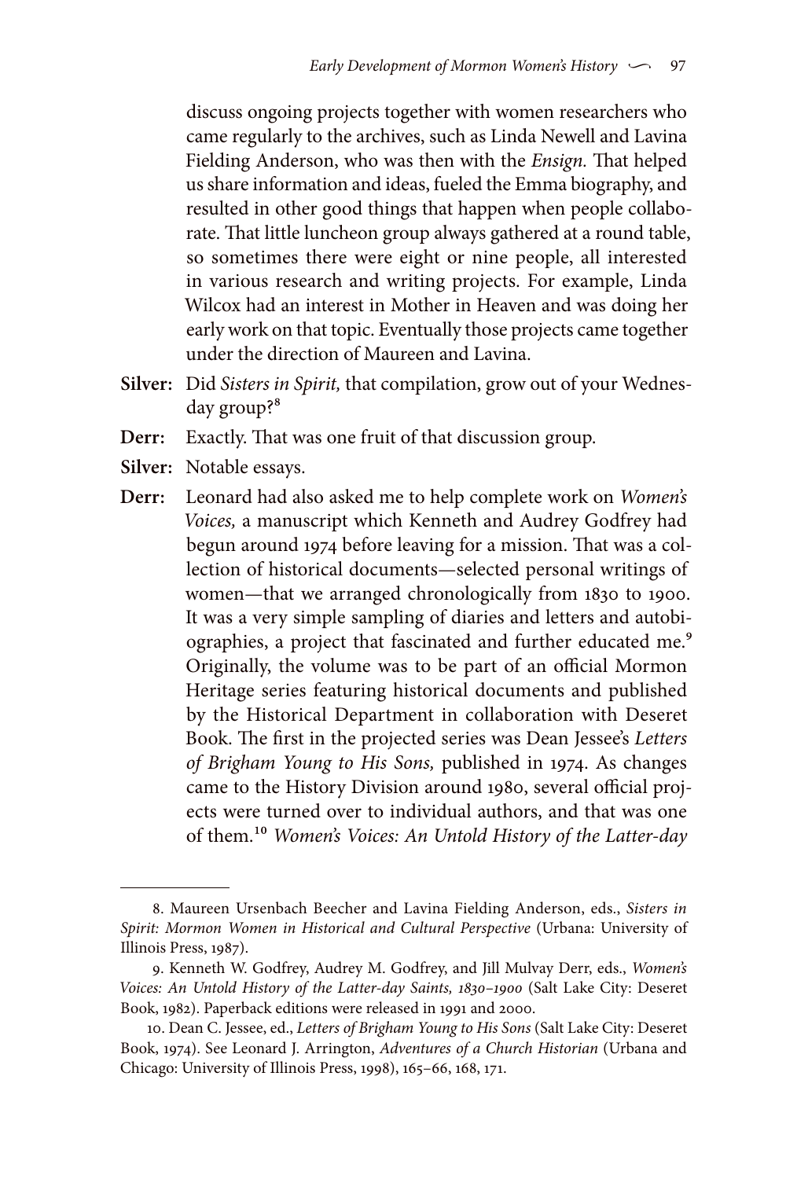discuss ongoing projects together with women researchers who came regularly to the archives, such as Linda Newell and Lavina Fielding Anderson, who was then with the *Ensign.* That helped us share information and ideas, fueled the Emma biography, and resulted in other good things that happen when people collaborate. That little luncheon group always gathered at a round table, so sometimes there were eight or nine people, all interested in various research and writing projects. For example, Linda Wilcox had an interest in Mother in Heaven and was doing her early work on that topic. Eventually those projects came together under the direction of Maureen and Lavina.

**Silver:** Did *Sisters in Spirit,* that compilation, grow out of your Wednesday group?[8]

**Derr:** Exactly. That was one fruit of that discussion group.

**Silver:** Notable essays.

**Derr:** Leonard had also asked me to help complete work on *Women's Voices,* a manuscript which Kenneth and Audrey Godfrey had begun around 1974 before leaving for a mission. That was a collection of historical documents—selected personal writings of women—that we arranged chronologically from 1830 to 1900. It was a very simple sampling of diaries and letters and autobiographies, a project that fascinated and further educated me.[9] Originally, the volume was to be part of an official Mormon Heritage series featuring historical documents and published by the Historical Department in collaboration with Deseret Book. The first in the projected series was Dean Jessee's *Letters of Brigham Young to His Sons,* published in 1974. As changes came to the History Division around 1980, several official projects were turned over to individual authors, and that was one of them.[10] *Women's Voices: An Untold History of the Latter-day*

---

8. Maureen Ursenbach Beecher and Lavina Fielding Anderson, eds., *Sisters in Spirit: Mormon Women in Historical and Cultural Perspective* (Urbana: University of Illinois Press, 1987).

9. Kenneth W. Godfrey, Audrey M. Godfrey, and Jill Mulvay Derr, eds., *Women's Voices: An Untold History of the Latter-day Saints, 1830–1900* (Salt Lake City: Deseret Book, 1982). Paperback editions were released in 1991 and 2000.

10. Dean C. Jessee, ed., *Letters of Brigham Young to His Sons* (Salt Lake City: Deseret Book, 1974). See Leonard J. Arrington, *Adventures of a Church Historian* (Urbana and Chicago: University of Illinois Press, 1998), 165–66, 168, 171.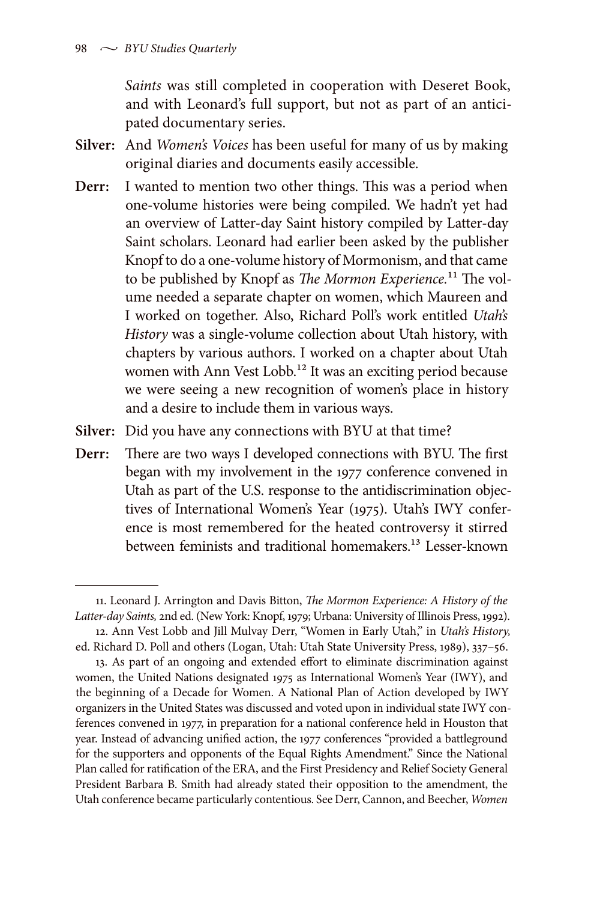*Saints* was still completed in cooperation with Deseret Book, and with Leonard's full support, but not as part of an anticipated documentary series.

**Silver:** And *Women's Voices* has been useful for many of us by making original diaries and documents easily accessible.

**Derr:** I wanted to mention two other things. This was a period when one-volume histories were being compiled. We hadn't yet had an overview of Latter-day Saint history compiled by Latter-day Saint scholars. Leonard had earlier been asked by the publisher Knopf to do a one-volume history of Mormonism, and that came to be published by Knopf as *The Mormon Experience.*[11] The volume needed a separate chapter on women, which Maureen and I worked on together. Also, Richard Poll's work entitled *Utah's History* was a single-volume collection about Utah history, with chapters by various authors. I worked on a chapter about Utah women with Ann Vest Lobb.[12] It was an exciting period because we were seeing a new recognition of women's place in history and a desire to include them in various ways.

**Silver:** Did you have any connections with BYU at that time?

**Derr:** There are two ways I developed connections with BYU. The first began with my involvement in the 1977 conference convened in Utah as part of the U.S. response to the antidiscrimination objectives of International Women's Year (1975). Utah's IWY conference is most remembered for the heated controversy it stirred between feminists and traditional homemakers.[13] Lesser-known

---

11. Leonard J. Arrington and Davis Bitton, *The Mormon Experience: A History of the Latter-day Saints,* 2nd ed. (New York: Knopf, 1979; Urbana: University of Illinois Press, 1992).

12. Ann Vest Lobb and Jill Mulvay Derr, "Women in Early Utah," in *Utah's History,* ed. Richard D. Poll and others (Logan, Utah: Utah State University Press, 1989), 337–56.

13. As part of an ongoing and extended effort to eliminate discrimination against women, the United Nations designated 1975 as International Women's Year (IWY), and the beginning of a Decade for Women. A National Plan of Action developed by IWY organizers in the United States was discussed and voted upon in individual state IWY conferences convened in 1977, in preparation for a national conference held in Houston that year. Instead of advancing unified action, the 1977 conferences "provided a battleground for the supporters and opponents of the Equal Rights Amendment." Since the National Plan called for ratification of the ERA, and the First Presidency and Relief Society General President Barbara B. Smith had already stated their opposition to the amendment, the Utah conference became particularly contentious. See Derr, Cannon, and Beecher, *Women*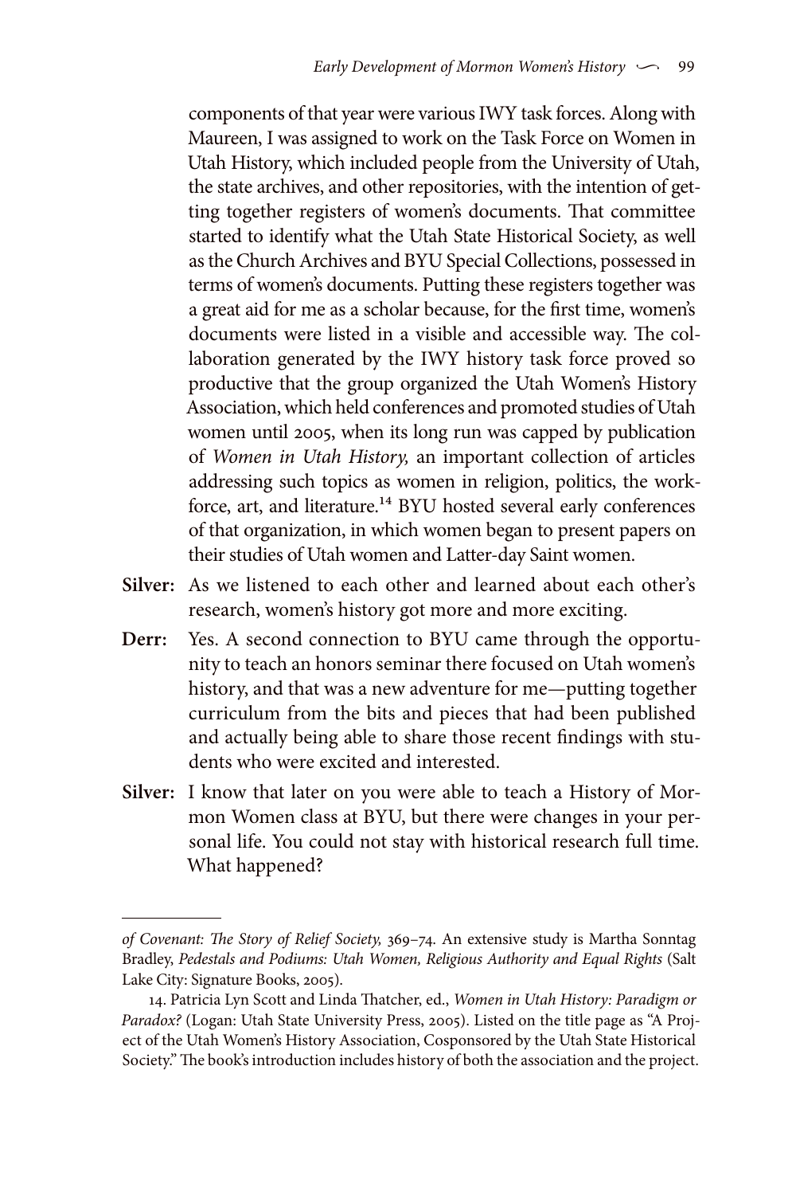components of that year were various IWY task forces. Along with Maureen, I was assigned to work on the Task Force on Women in Utah History, which included people from the University of Utah, the state archives, and other repositories, with the intention of getting together registers of women's documents. That committee started to identify what the Utah State Historical Society, as well as the Church Archives and BYU Special Collections, possessed in terms of women's documents. Putting these registers together was a great aid for me as a scholar because, for the first time, women's documents were listed in a visible and accessible way. The collaboration generated by the IWY history task force proved so productive that the group organized the Utah Women's History Association, which held conferences and promoted studies of Utah women until 2005, when its long run was capped by publication of *Women in Utah History,* an important collection of articles addressing such topics as women in religion, politics, the workforce, art, and literature.[14] BYU hosted several early conferences of that organization, in which women began to present papers on their studies of Utah women and Latter-day Saint women.

**Silver:** As we listened to each other and learned about each other's research, women's history got more and more exciting.

**Derr:** Yes. A second connection to BYU came through the opportunity to teach an honors seminar there focused on Utah women's history, and that was a new adventure for me—putting together curriculum from the bits and pieces that had been published and actually being able to share those recent findings with students who were excited and interested.

**Silver:** I know that later on you were able to teach a History of Mormon Women class at BYU, but there were changes in your personal life. You could not stay with historical research full time. What happened?

---

*of Covenant: The Story of Relief Society,* 369–74. An extensive study is Martha Sonntag Bradley, *Pedestals and Podiums: Utah Women, Religious Authority and Equal Rights* (Salt Lake City: Signature Books, 2005).

14. Patricia Lyn Scott and Linda Thatcher, ed., *Women in Utah History: Paradigm or Paradox?* (Logan: Utah State University Press, 2005). Listed on the title page as "A Project of the Utah Women's History Association, Cosponsored by the Utah State Historical Society." The book's introduction includes history of both the association and the project.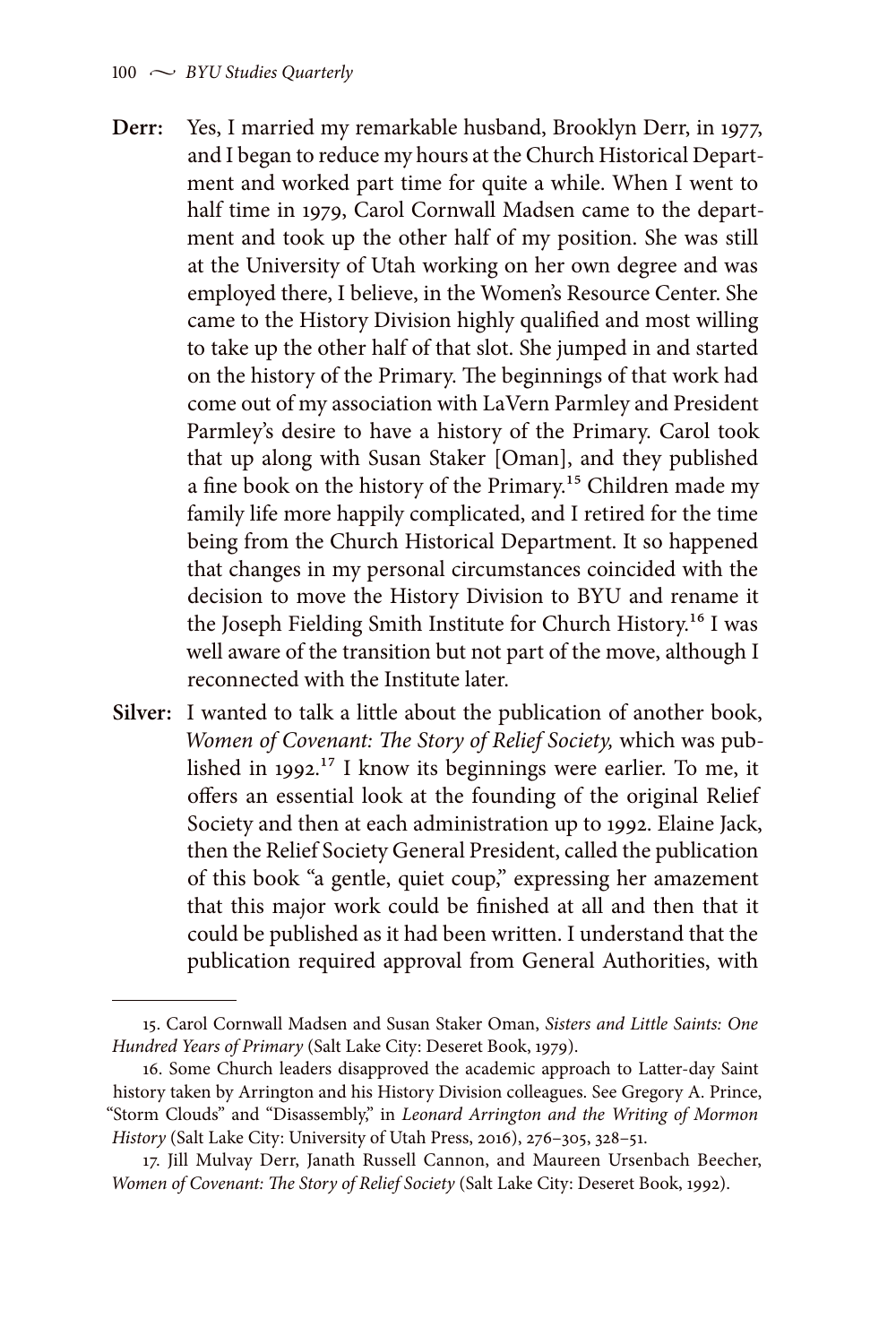**Derr:** Yes, I married my remarkable husband, Brooklyn Derr, in 1977, and I began to reduce my hours at the Church Historical Department and worked part time for quite a while. When I went to half time in 1979, Carol Cornwall Madsen came to the department and took up the other half of my position. She was still at the University of Utah working on her own degree and was employed there, I believe, in the Women's Resource Center. She came to the History Division highly qualified and most willing to take up the other half of that slot. She jumped in and started on the history of the Primary. The beginnings of that work had come out of my association with LaVern Parmley and President Parmley's desire to have a history of the Primary. Carol took that up along with Susan Staker [Oman], and they published a fine book on the history of the Primary.[15] Children made my family life more happily complicated, and I retired for the time being from the Church Historical Department. It so happened that changes in my personal circumstances coincided with the decision to move the History Division to BYU and rename it the Joseph Fielding Smith Institute for Church History.[16] I was well aware of the transition but not part of the move, although I reconnected with the Institute later.

**Silver:** I wanted to talk a little about the publication of another book, *Women of Covenant: The Story of Relief Society,* which was published in 1992.[17] I know its beginnings were earlier. To me, it offers an essential look at the founding of the original Relief Society and then at each administration up to 1992. Elaine Jack, then the Relief Society General President, called the publication of this book "a gentle, quiet coup," expressing her amazement that this major work could be finished at all and then that it could be published as it had been written. I understand that the publication required approval from General Authorities, with

---

15. Carol Cornwall Madsen and Susan Staker Oman, *Sisters and Little Saints: One Hundred Years of Primary* (Salt Lake City: Deseret Book, 1979).

16. Some Church leaders disapproved the academic approach to Latter-day Saint history taken by Arrington and his History Division colleagues. See Gregory A. Prince, "Storm Clouds" and "Disassembly," in *Leonard Arrington and the Writing of Mormon History* (Salt Lake City: University of Utah Press, 2016), 276–305, 328–51.

17. Jill Mulvay Derr, Janath Russell Cannon, and Maureen Ursenbach Beecher, *Women of Covenant: The Story of Relief Society* (Salt Lake City: Deseret Book, 1992).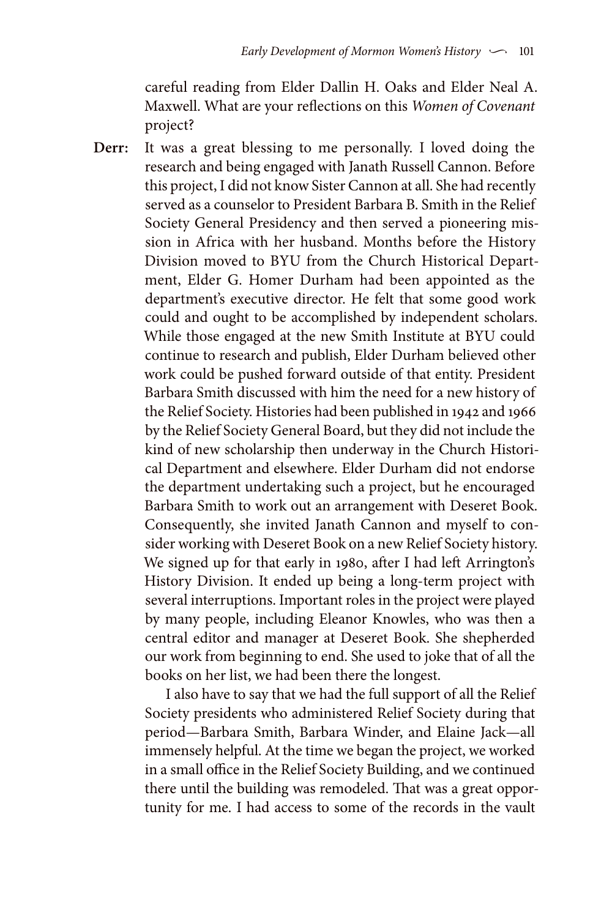careful reading from Elder Dallin H. Oaks and Elder Neal A. Maxwell. What are your reflections on this *Women of Covenant* project?

**Derr:** It was a great blessing to me personally. I loved doing the research and being engaged with Janath Russell Cannon. Before this project, I did not know Sister Cannon at all. She had recently served as a counselor to President Barbara B. Smith in the Relief Society General Presidency and then served a pioneering mission in Africa with her husband. Months before the History Division moved to BYU from the Church Historical Department, Elder G. Homer Durham had been appointed as the department's executive director. He felt that some good work could and ought to be accomplished by independent scholars. While those engaged at the new Smith Institute at BYU could continue to research and publish, Elder Durham believed other work could be pushed forward outside of that entity. President Barbara Smith discussed with him the need for a new history of the Relief Society. Histories had been published in 1942 and 1966 by the Relief Society General Board, but they did not include the kind of new scholarship then underway in the Church Historical Department and elsewhere. Elder Durham did not endorse the department undertaking such a project, but he encouraged Barbara Smith to work out an arrangement with Deseret Book. Consequently, she invited Janath Cannon and myself to consider working with Deseret Book on a new Relief Society history. We signed up for that early in 1980, after I had left Arrington's History Division. It ended up being a long-term project with several interruptions. Important roles in the project were played by many people, including Eleanor Knowles, who was then a central editor and manager at Deseret Book. She shepherded our work from beginning to end. She used to joke that of all the books on her list, we had been there the longest.

I also have to say that we had the full support of all the Relief Society presidents who administered Relief Society during that period—Barbara Smith, Barbara Winder, and Elaine Jack—all immensely helpful. At the time we began the project, we worked in a small office in the Relief Society Building, and we continued there until the building was remodeled. That was a great opportunity for me. I had access to some of the records in the vault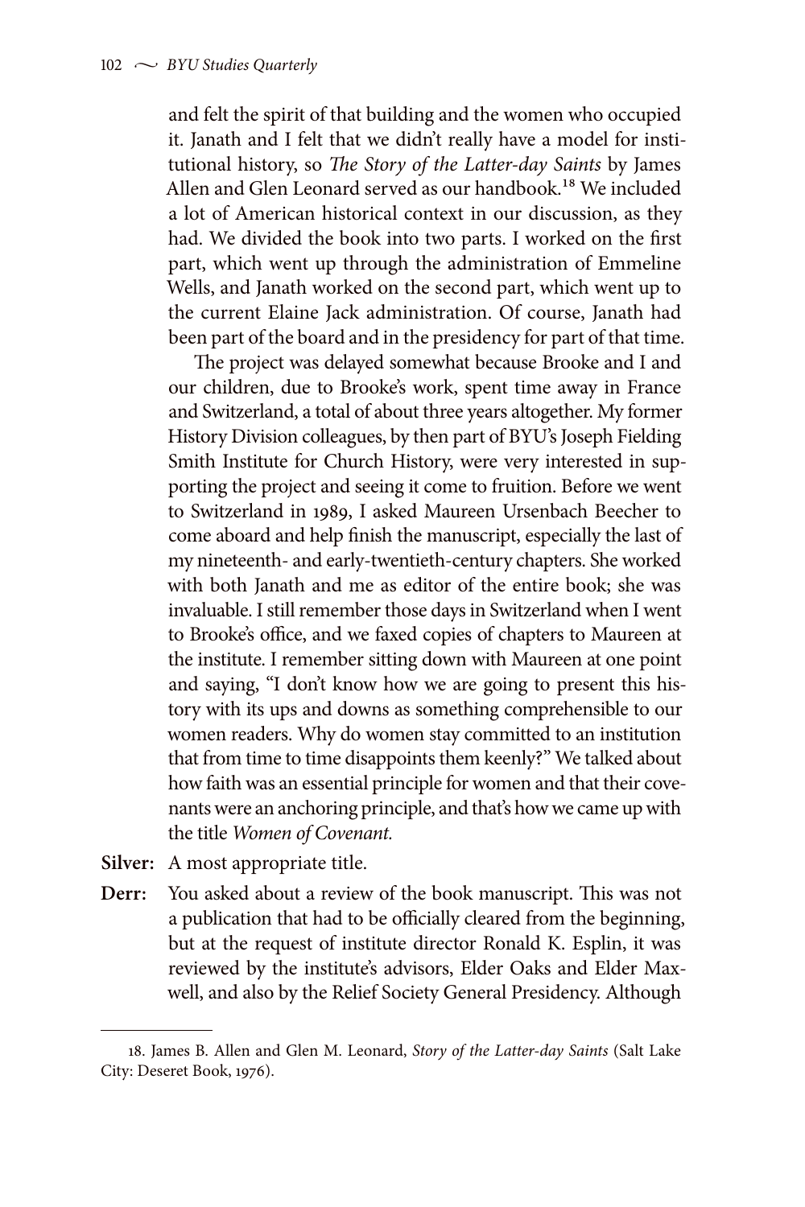and felt the spirit of that building and the women who occupied it. Janath and I felt that we didn't really have a model for institutional history, so *The Story of the Latter-day Saints* by James Allen and Glen Leonard served as our handbook.[18] We included a lot of American historical context in our discussion, as they had. We divided the book into two parts. I worked on the first part, which went up through the administration of Emmeline Wells, and Janath worked on the second part, which went up to the current Elaine Jack administration. Of course, Janath had been part of the board and in the presidency for part of that time.

The project was delayed somewhat because Brooke and I and our children, due to Brooke's work, spent time away in France and Switzerland, a total of about three years altogether. My former History Division colleagues, by then part of BYU's Joseph Fielding Smith Institute for Church History, were very interested in supporting the project and seeing it come to fruition. Before we went to Switzerland in 1989, I asked Maureen Ursenbach Beecher to come aboard and help finish the manuscript, especially the last of my nineteenth- and early-twentieth-century chapters. She worked with both Janath and me as editor of the entire book; she was invaluable. I still remember those days in Switzerland when I went to Brooke's office, and we faxed copies of chapters to Maureen at the institute. I remember sitting down with Maureen at one point and saying, "I don't know how we are going to present this history with its ups and downs as something comprehensible to our women readers. Why do women stay committed to an institution that from time to time disappoints them keenly?" We talked about how faith was an essential principle for women and that their covenants were an anchoring principle, and that's how we came up with the title *Women of Covenant.*

**Silver:** A most appropriate title.

**Derr:** You asked about a review of the book manuscript. This was not a publication that had to be officially cleared from the beginning, but at the request of institute director Ronald K. Esplin, it was reviewed by the institute's advisors, Elder Oaks and Elder Maxwell, and also by the Relief Society General Presidency. Although

---

18. James B. Allen and Glen M. Leonard, *Story of the Latter-day Saints* (Salt Lake City: Deseret Book, 1976).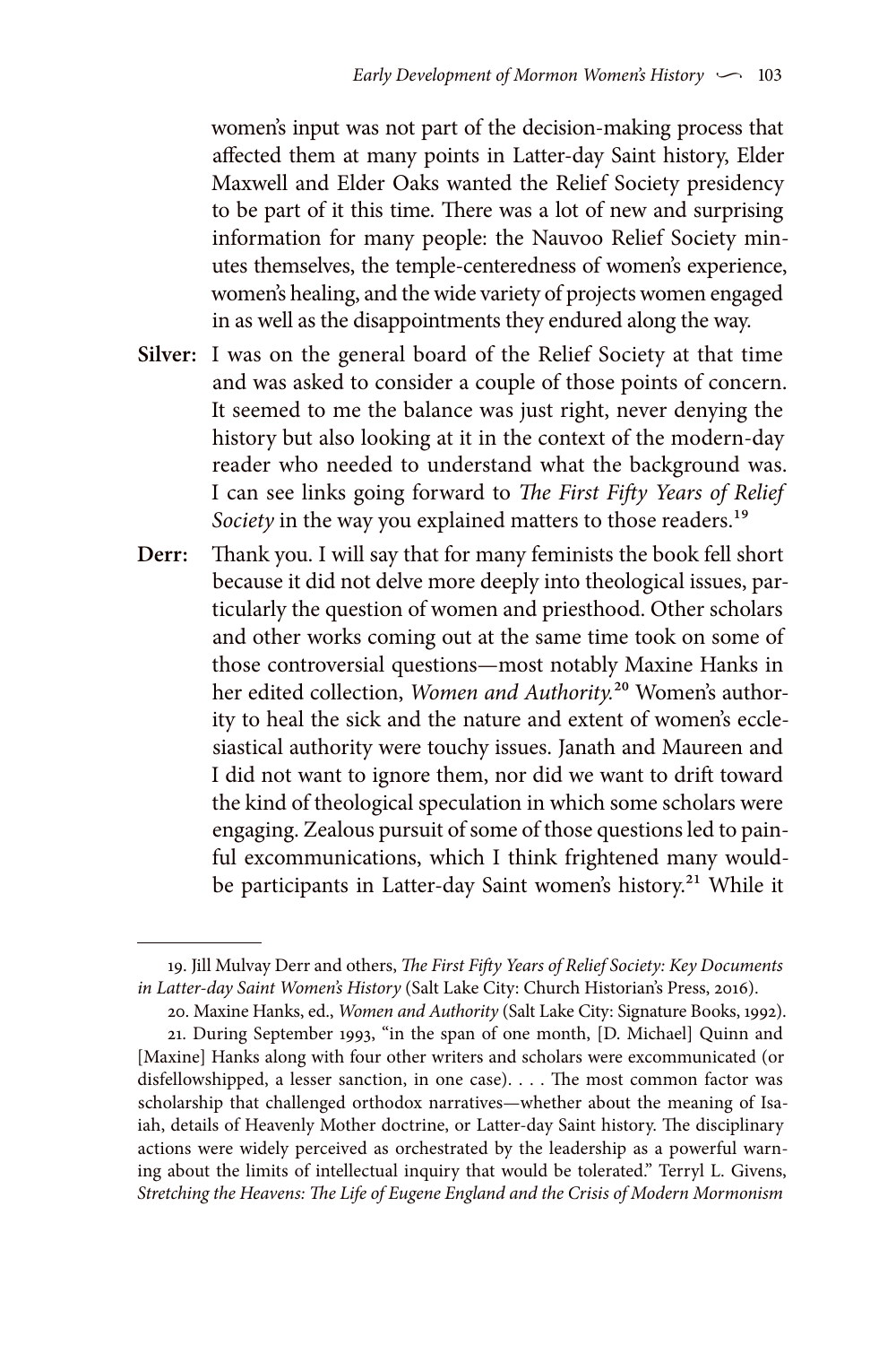women's input was not part of the decision-making process that affected them at many points in Latter-day Saint history, Elder Maxwell and Elder Oaks wanted the Relief Society presidency to be part of it this time. There was a lot of new and surprising information for many people: the Nauvoo Relief Society minutes themselves, the temple-centeredness of women's experience, women's healing, and the wide variety of projects women engaged in as well as the disappointments they endured along the way.

**Silver:** I was on the general board of the Relief Society at that time and was asked to consider a couple of those points of concern. It seemed to me the balance was just right, never denying the history but also looking at it in the context of the modern-day reader who needed to understand what the background was. I can see links going forward to *The First Fifty Years of Relief Society* in the way you explained matters to those readers.[19]

**Derr:** Thank you. I will say that for many feminists the book fell short because it did not delve more deeply into theological issues, particularly the question of women and priesthood. Other scholars and other works coming out at the same time took on some of those controversial questions—most notably Maxine Hanks in her edited collection, *Women and Authority.*[20] Women's authority to heal the sick and the nature and extent of women's ecclesiastical authority were touchy issues. Janath and Maureen and I did not want to ignore them, nor did we want to drift toward the kind of theological speculation in which some scholars were engaging. Zealous pursuit of some of those questions led to painful excommunications, which I think frightened many would-be participants in Latter-day Saint women's history.[21] While it

---

19. Jill Mulvay Derr and others, *The First Fifty Years of Relief Society: Key Documents in Latter-day Saint Women's History* (Salt Lake City: Church Historian's Press, 2016).

20. Maxine Hanks, ed., *Women and Authority* (Salt Lake City: Signature Books, 1992).

21. During September 1993, "in the span of one month, [D. Michael] Quinn and [Maxine] Hanks along with four other writers and scholars were excommunicated (or disfellowshipped, a lesser sanction, in one case). . . . The most common factor was scholarship that challenged orthodox narratives—whether about the meaning of Isaiah, details of Heavenly Mother doctrine, or Latter-day Saint history. The disciplinary actions were widely perceived as orchestrated by the leadership as a powerful warning about the limits of intellectual inquiry that would be tolerated." Terryl L. Givens, *Stretching the Heavens: The Life of Eugene England and the Crisis of Modern Mormonism*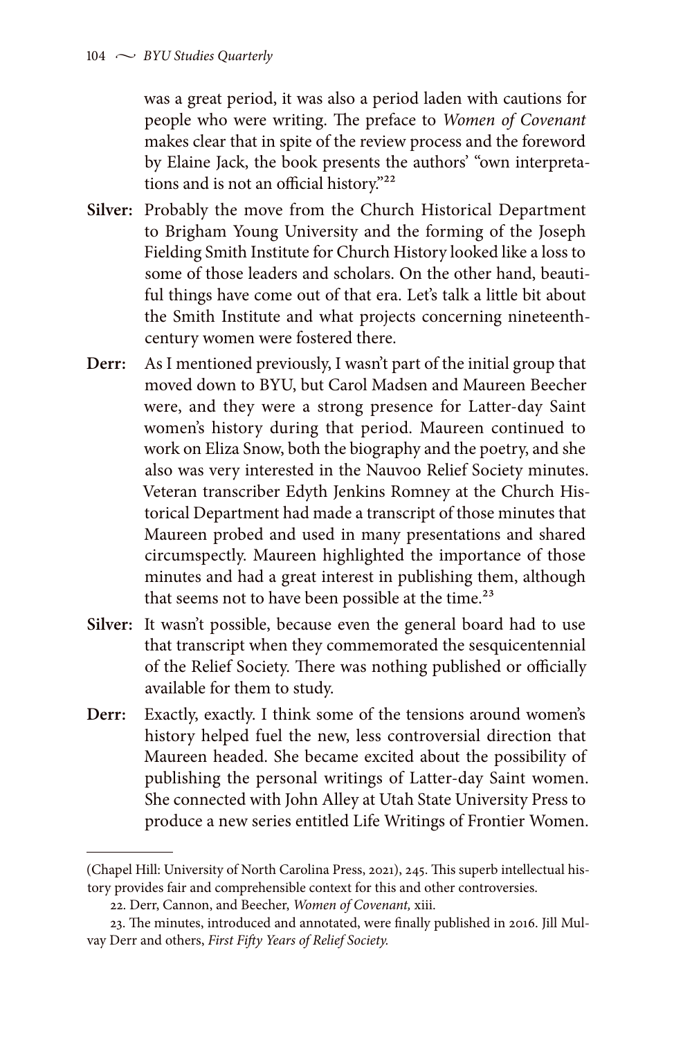was a great period, it was also a period laden with cautions for people who were writing. The preface to *Women of Covenant* makes clear that in spite of the review process and the foreword by Elaine Jack, the book presents the authors' "own interpretations and is not an official history."[22]

**Silver:** Probably the move from the Church Historical Department to Brigham Young University and the forming of the Joseph Fielding Smith Institute for Church History looked like a loss to some of those leaders and scholars. On the other hand, beautiful things have come out of that era. Let's talk a little bit about the Smith Institute and what projects concerning nineteenth-century women were fostered there.

**Derr:** As I mentioned previously, I wasn't part of the initial group that moved down to BYU, but Carol Madsen and Maureen Beecher were, and they were a strong presence for Latter-day Saint women's history during that period. Maureen continued to work on Eliza Snow, both the biography and the poetry, and she also was very interested in the Nauvoo Relief Society minutes. Veteran transcriber Edyth Jenkins Romney at the Church Historical Department had made a transcript of those minutes that Maureen probed and used in many presentations and shared circumspectly. Maureen highlighted the importance of those minutes and had a great interest in publishing them, although that seems not to have been possible at the time.[23]

**Silver:** It wasn't possible, because even the general board had to use that transcript when they commemorated the sesquicentennial of the Relief Society. There was nothing published or officially available for them to study.

**Derr:** Exactly, exactly. I think some of the tensions around women's history helped fuel the new, less controversial direction that Maureen headed. She became excited about the possibility of publishing the personal writings of Latter-day Saint women. She connected with John Alley at Utah State University Press to produce a new series entitled Life Writings of Frontier Women.

---

(Chapel Hill: University of North Carolina Press, 2021), 245. This superb intellectual history provides fair and comprehensible context for this and other controversies.

22. Derr, Cannon, and Beecher, *Women of Covenant,* xiii.

23. The minutes, introduced and annotated, were finally published in 2016. Jill Mulvay Derr and others, *First Fifty Years of Relief Society.*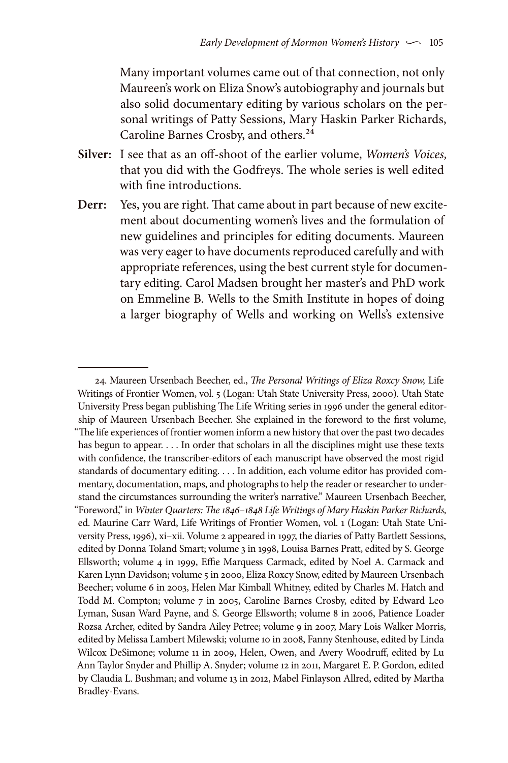Many important volumes came out of that connection, not only Maureen's work on Eliza Snow's autobiography and journals but also solid documentary editing by various scholars on the personal writings of Patty Sessions, Mary Haskin Parker Richards, Caroline Barnes Crosby, and others.[24]

**Silver:** I see that as an off-shoot of the earlier volume, *Women's Voices,* that you did with the Godfreys. The whole series is well edited with fine introductions.

**Derr:** Yes, you are right. That came about in part because of new excitement about documenting women's lives and the formulation of new guidelines and principles for editing documents. Maureen was very eager to have documents reproduced carefully and with appropriate references, using the best current style for documentary editing. Carol Madsen brought her master's and PhD work on Emmeline B. Wells to the Smith Institute in hopes of doing a larger biography of Wells and working on Wells's extensive

---

24. Maureen Ursenbach Beecher, ed., *The Personal Writings of Eliza Roxcy Snow,* Life Writings of Frontier Women, vol. 5 (Logan: Utah State University Press, 2000). Utah State University Press began publishing The Life Writing series in 1996 under the general editorship of Maureen Ursenbach Beecher. She explained in the foreword to the first volume, "The life experiences of frontier women inform a new history that over the past two decades has begun to appear. . . . In order that scholars in all the disciplines might use these texts with confidence, the transcriber-editors of each manuscript have observed the most rigid standards of documentary editing. . . . In addition, each volume editor has provided commentary, documentation, maps, and photographs to help the reader or researcher to understand the circumstances surrounding the writer's narrative." Maureen Ursenbach Beecher, "Foreword," in *Winter Quarters: The 1846–1848 Life Writings of Mary Haskin Parker Richards,* ed. Maurine Carr Ward, Life Writings of Frontier Women, vol. 1 (Logan: Utah State University Press, 1996), xi–xii. Volume 2 appeared in 1997, the diaries of Patty Bartlett Sessions, edited by Donna Toland Smart; volume 3 in 1998, Louisa Barnes Pratt, edited by S. George Ellsworth; volume 4 in 1999, Effie Marquess Carmack, edited by Noel A. Carmack and Karen Lynn Davidson; volume 5 in 2000, Eliza Roxcy Snow, edited by Maureen Ursenbach Beecher; volume 6 in 2003, Helen Mar Kimball Whitney, edited by Charles M. Hatch and Todd M. Compton; volume 7 in 2005, Caroline Barnes Crosby, edited by Edward Leo Lyman, Susan Ward Payne, and S. George Ellsworth; volume 8 in 2006, Patience Loader Rozsa Archer, edited by Sandra Ailey Petree; volume 9 in 2007, Mary Lois Walker Morris, edited by Melissa Lambert Milewski; volume 10 in 2008, Fanny Stenhouse, edited by Linda Wilcox DeSimone; volume 11 in 2009, Helen, Owen, and Avery Woodruff, edited by Lu Ann Taylor Snyder and Phillip A. Snyder; volume 12 in 2011, Margaret E. P. Gordon, edited by Claudia L. Bushman; and volume 13 in 2012, Mabel Finlayson Allred, edited by Martha Bradley-Evans.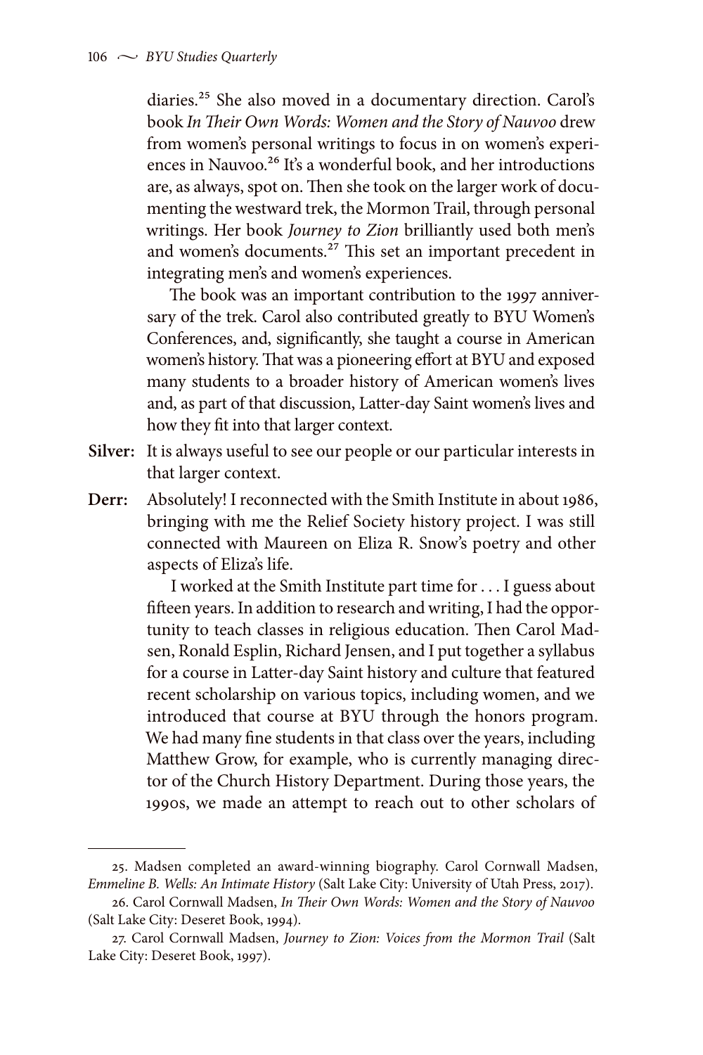diaries.[25] She also moved in a documentary direction. Carol's book *In Their Own Words: Women and the Story of Nauvoo* drew from women's personal writings to focus in on women's experiences in Nauvoo.[26] It's a wonderful book, and her introductions are, as always, spot on. Then she took on the larger work of documenting the westward trek, the Mormon Trail, through personal writings. Her book *Journey to Zion* brilliantly used both men's and women's documents.[27] This set an important precedent in integrating men's and women's experiences.

The book was an important contribution to the 1997 anniversary of the trek. Carol also contributed greatly to BYU Women's Conferences, and, significantly, she taught a course in American women's history. That was a pioneering effort at BYU and exposed many students to a broader history of American women's lives and, as part of that discussion, Latter-day Saint women's lives and how they fit into that larger context.

**Silver:** It is always useful to see our people or our particular interests in that larger context.

**Derr:** Absolutely! I reconnected with the Smith Institute in about 1986, bringing with me the Relief Society history project. I was still connected with Maureen on Eliza R. Snow's poetry and other aspects of Eliza's life.

I worked at the Smith Institute part time for . . . I guess about fifteen years. In addition to research and writing, I had the opportunity to teach classes in religious education. Then Carol Madsen, Ronald Esplin, Richard Jensen, and I put together a syllabus for a course in Latter-day Saint history and culture that featured recent scholarship on various topics, including women, and we introduced that course at BYU through the honors program. We had many fine students in that class over the years, including Matthew Grow, for example, who is currently managing director of the Church History Department. During those years, the 1990s, we made an attempt to reach out to other scholars of

---

25. Madsen completed an award-winning biography. Carol Cornwall Madsen, *Emmeline B. Wells: An Intimate History* (Salt Lake City: University of Utah Press, 2017).

26. Carol Cornwall Madsen, *In Their Own Words: Women and the Story of Nauvoo* (Salt Lake City: Deseret Book, 1994).

27. Carol Cornwall Madsen, *Journey to Zion: Voices from the Mormon Trail* (Salt Lake City: Deseret Book, 1997).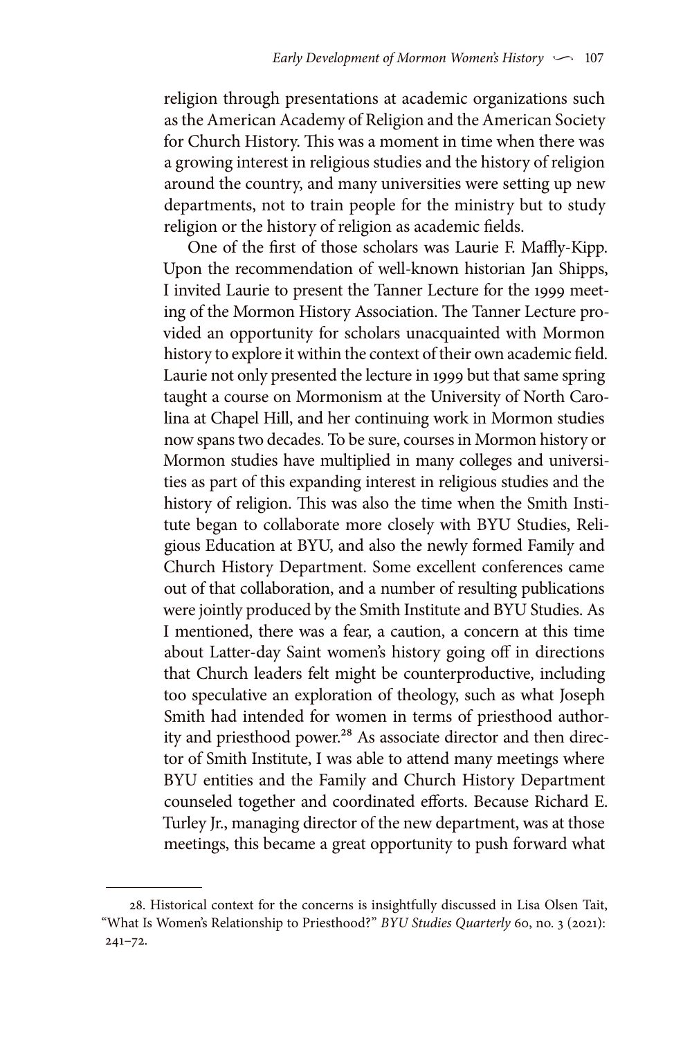religion through presentations at academic organizations such as the American Academy of Religion and the American Society for Church History. This was a moment in time when there was a growing interest in religious studies and the history of religion around the country, and many universities were setting up new departments, not to train people for the ministry but to study religion or the history of religion as academic fields.

One of the first of those scholars was Laurie F. Maffly-Kipp. Upon the recommendation of well-known historian Jan Shipps, I invited Laurie to present the Tanner Lecture for the 1999 meeting of the Mormon History Association. The Tanner Lecture provided an opportunity for scholars unacquainted with Mormon history to explore it within the context of their own academic field. Laurie not only presented the lecture in 1999 but that same spring taught a course on Mormonism at the University of North Carolina at Chapel Hill, and her continuing work in Mormon studies now spans two decades. To be sure, courses in Mormon history or Mormon studies have multiplied in many colleges and universities as part of this expanding interest in religious studies and the history of religion. This was also the time when the Smith Institute began to collaborate more closely with BYU Studies, Religious Education at BYU, and also the newly formed Family and Church History Department. Some excellent conferences came out of that collaboration, and a number of resulting publications were jointly produced by the Smith Institute and BYU Studies. As I mentioned, there was a fear, a caution, a concern at this time about Latter-day Saint women's history going off in directions that Church leaders felt might be counterproductive, including too speculative an exploration of theology, such as what Joseph Smith had intended for women in terms of priesthood authority and priesthood power.[28] As associate director and then director of Smith Institute, I was able to attend many meetings where BYU entities and the Family and Church History Department counseled together and coordinated efforts. Because Richard E. Turley Jr., managing director of the new department, was at those meetings, this became a great opportunity to push forward what

28. Historical context for the concerns is insightfully discussed in Lisa Olsen Tait, "What Is Women's Relationship to Priesthood?" *BYU Studies Quarterly* 60, no. 3 (2021): 241–72.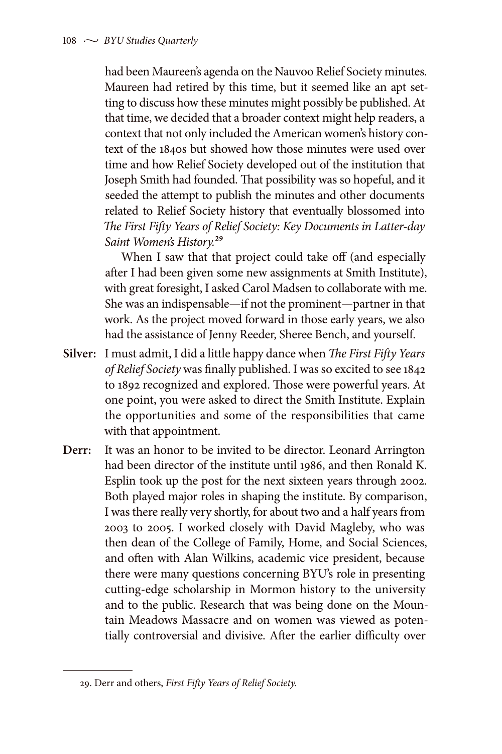had been Maureen's agenda on the Nauvoo Relief Society minutes. Maureen had retired by this time, but it seemed like an apt setting to discuss how these minutes might possibly be published. At that time, we decided that a broader context might help readers, a context that not only included the American women's history context of the 1840s but showed how those minutes were used over time and how Relief Society developed out of the institution that Joseph Smith had founded. That possibility was so hopeful, and it seeded the attempt to publish the minutes and other documents related to Relief Society history that eventually blossomed into *The First Fifty Years of Relief Society: Key Documents in Latter-day Saint Women's History.*[29]

When I saw that that project could take off (and especially after I had been given some new assignments at Smith Institute), with great foresight, I asked Carol Madsen to collaborate with me. She was an indispensable—if not the prominent—partner in that work. As the project moved forward in those early years, we also had the assistance of Jenny Reeder, Sheree Bench, and yourself.

**Silver:** I must admit, I did a little happy dance when *The First Fifty Years of Relief Society* was finally published. I was so excited to see 1842 to 1892 recognized and explored. Those were powerful years. At one point, you were asked to direct the Smith Institute. Explain the opportunities and some of the responsibilities that came with that appointment.

**Derr:** It was an honor to be invited to be director. Leonard Arrington had been director of the institute until 1986, and then Ronald K. Esplin took up the post for the next sixteen years through 2002. Both played major roles in shaping the institute. By comparison, I was there really very shortly, for about two and a half years from 2003 to 2005. I worked closely with David Magleby, who was then dean of the College of Family, Home, and Social Sciences, and often with Alan Wilkins, academic vice president, because there were many questions concerning BYU's role in presenting cutting-edge scholarship in Mormon history to the university and to the public. Research that was being done on the Mountain Meadows Massacre and on women was viewed as potentially controversial and divisive. After the earlier difficulty over

---

29. Derr and others, *First Fifty Years of Relief Society.*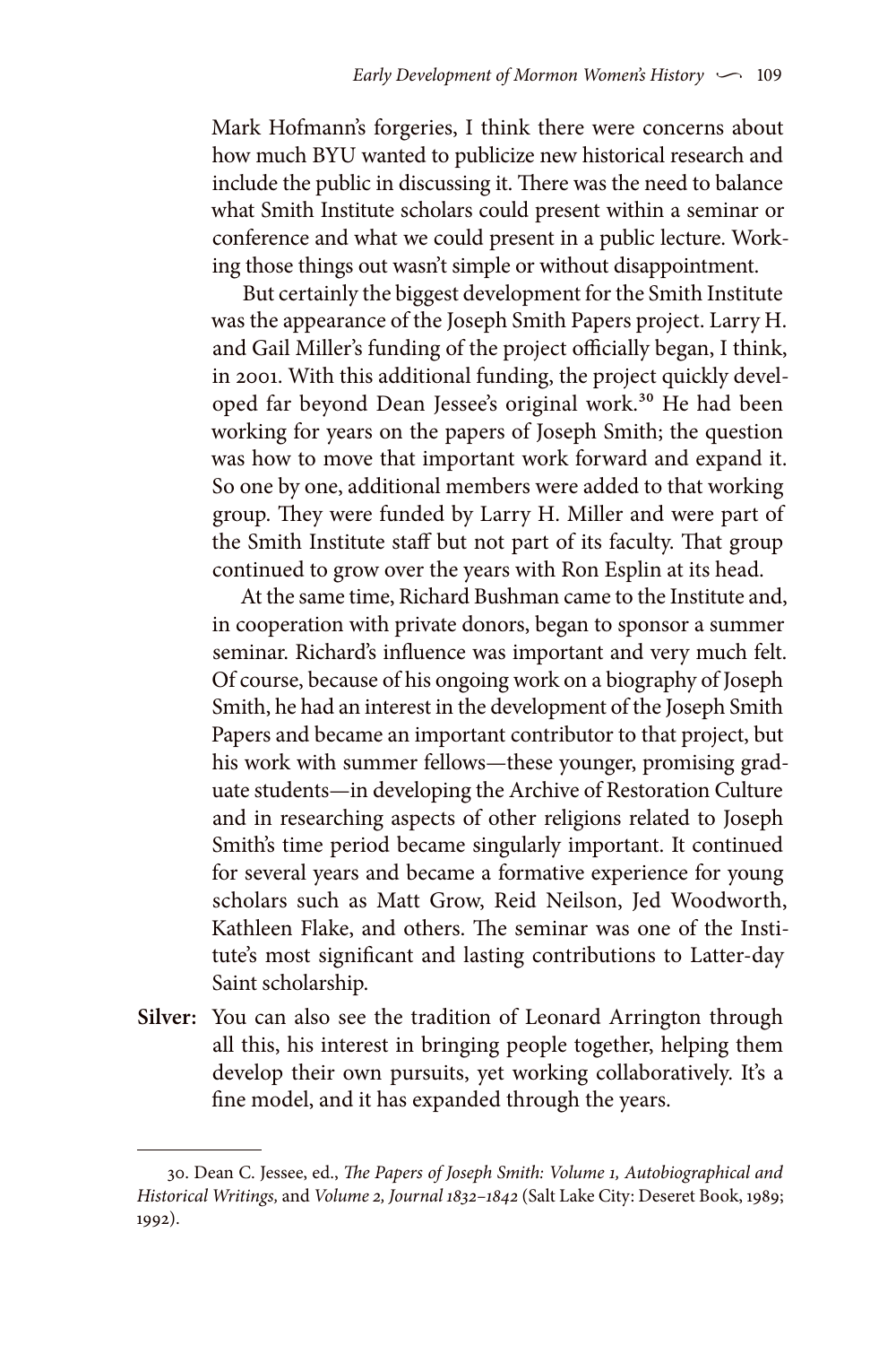Mark Hofmann's forgeries, I think there were concerns about how much BYU wanted to publicize new historical research and include the public in discussing it. There was the need to balance what Smith Institute scholars could present within a seminar or conference and what we could present in a public lecture. Working those things out wasn't simple or without disappointment.

But certainly the biggest development for the Smith Institute was the appearance of the Joseph Smith Papers project. Larry H. and Gail Miller's funding of the project officially began, I think, in 2001. With this additional funding, the project quickly developed far beyond Dean Jessee's original work.[30] He had been working for years on the papers of Joseph Smith; the question was how to move that important work forward and expand it. So one by one, additional members were added to that working group. They were funded by Larry H. Miller and were part of the Smith Institute staff but not part of its faculty. That group continued to grow over the years with Ron Esplin at its head.

At the same time, Richard Bushman came to the Institute and, in cooperation with private donors, began to sponsor a summer seminar. Richard's influence was important and very much felt. Of course, because of his ongoing work on a biography of Joseph Smith, he had an interest in the development of the Joseph Smith Papers and became an important contributor to that project, but his work with summer fellows—these younger, promising graduate students—in developing the Archive of Restoration Culture and in researching aspects of other religions related to Joseph Smith's time period became singularly important. It continued for several years and became a formative experience for young scholars such as Matt Grow, Reid Neilson, Jed Woodworth, Kathleen Flake, and others. The seminar was one of the Institute's most significant and lasting contributions to Latter-day Saint scholarship.

**Silver:** You can also see the tradition of Leonard Arrington through all this, his interest in bringing people together, helping them develop their own pursuits, yet working collaboratively. It's a fine model, and it has expanded through the years.

---

30. Dean C. Jessee, ed., *The Papers of Joseph Smith: Volume 1, Autobiographical and Historical Writings,* and *Volume 2, Journal 1832–1842* (Salt Lake City: Deseret Book, 1989; 1992).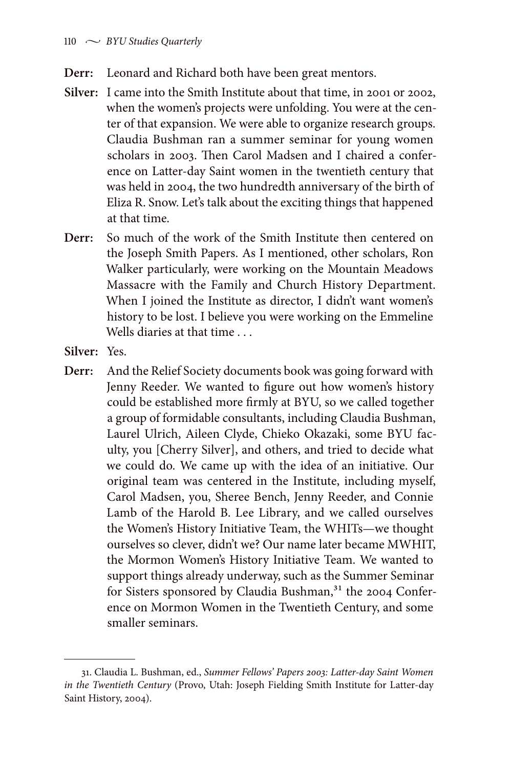**Derr:** Leonard and Richard both have been great mentors.

**Silver:** I came into the Smith Institute about that time, in 2001 or 2002, when the women's projects were unfolding. You were at the center of that expansion. We were able to organize research groups. Claudia Bushman ran a summer seminar for young women scholars in 2003. Then Carol Madsen and I chaired a conference on Latter-day Saint women in the twentieth century that was held in 2004, the two hundredth anniversary of the birth of Eliza R. Snow. Let's talk about the exciting things that happened at that time.

**Derr:** So much of the work of the Smith Institute then centered on the Joseph Smith Papers. As I mentioned, other scholars, Ron Walker particularly, were working on the Mountain Meadows Massacre with the Family and Church History Department. When I joined the Institute as director, I didn't want women's history to be lost. I believe you were working on the Emmeline Wells diaries at that time . . .

**Silver:** Yes.

**Derr:** And the Relief Society documents book was going forward with Jenny Reeder. We wanted to figure out how women's history could be established more firmly at BYU, so we called together a group of formidable consultants, including Claudia Bushman, Laurel Ulrich, Aileen Clyde, Chieko Okazaki, some BYU faculty, you [Cherry Silver], and others, and tried to decide what we could do. We came up with the idea of an initiative. Our original team was centered in the Institute, including myself, Carol Madsen, you, Sheree Bench, Jenny Reeder, and Connie Lamb of the Harold B. Lee Library, and we called ourselves the Women's History Initiative Team, the WHITs—we thought ourselves so clever, didn't we? Our name later became MWHIT, the Mormon Women's History Initiative Team. We wanted to support things already underway, such as the Summer Seminar for Sisters sponsored by Claudia Bushman,[31] the 2004 Conference on Mormon Women in the Twentieth Century, and some smaller seminars.

---

31. Claudia L. Bushman, ed., *Summer Fellows' Papers 2003: Latter-day Saint Women in the Twentieth Century* (Provo, Utah: Joseph Fielding Smith Institute for Latter-day Saint History, 2004).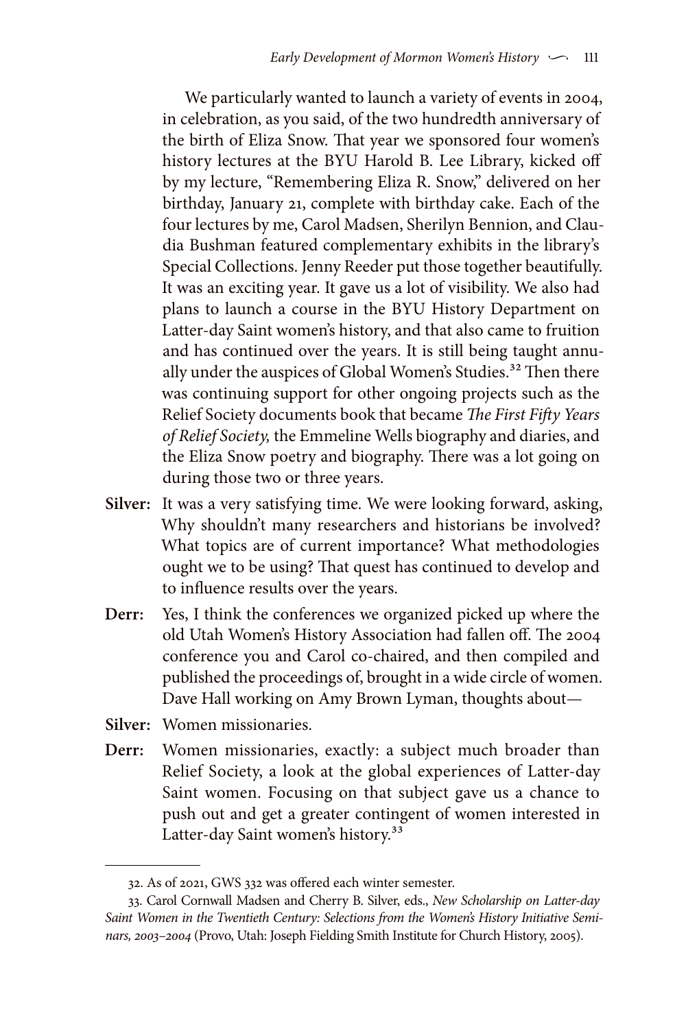We particularly wanted to launch a variety of events in 2004, in celebration, as you said, of the two hundredth anniversary of the birth of Eliza Snow. That year we sponsored four women's history lectures at the BYU Harold B. Lee Library, kicked off by my lecture, "Remembering Eliza R. Snow," delivered on her birthday, January 21, complete with birthday cake. Each of the four lectures by me, Carol Madsen, Sherilyn Bennion, and Claudia Bushman featured complementary exhibits in the library's Special Collections. Jenny Reeder put those together beautifully. It was an exciting year. It gave us a lot of visibility. We also had plans to launch a course in the BYU History Department on Latter-day Saint women's history, and that also came to fruition and has continued over the years. It is still being taught annually under the auspices of Global Women's Studies.[32] Then there was continuing support for other ongoing projects such as the Relief Society documents book that became *The First Fifty Years of Relief Society,* the Emmeline Wells biography and diaries, and the Eliza Snow poetry and biography. There was a lot going on during those two or three years.

**Silver:** It was a very satisfying time. We were looking forward, asking, Why shouldn't many researchers and historians be involved? What topics are of current importance? What methodologies ought we to be using? That quest has continued to develop and to influence results over the years.

**Derr:** Yes, I think the conferences we organized picked up where the old Utah Women's History Association had fallen off. The 2004 conference you and Carol co-chaired, and then compiled and published the proceedings of, brought in a wide circle of women. Dave Hall working on Amy Brown Lyman, thoughts about—

**Silver:** Women missionaries.

**Derr:** Women missionaries, exactly: a subject much broader than Relief Society, a look at the global experiences of Latter-day Saint women. Focusing on that subject gave us a chance to push out and get a greater contingent of women interested in Latter-day Saint women's history.[33]

---

32. As of 2021, GWS 332 was offered each winter semester.

33. Carol Cornwall Madsen and Cherry B. Silver, eds., *New Scholarship on Latter-day Saint Women in the Twentieth Century: Selections from the Women's History Initiative Seminars, 2003–2004* (Provo, Utah: Joseph Fielding Smith Institute for Church History, 2005).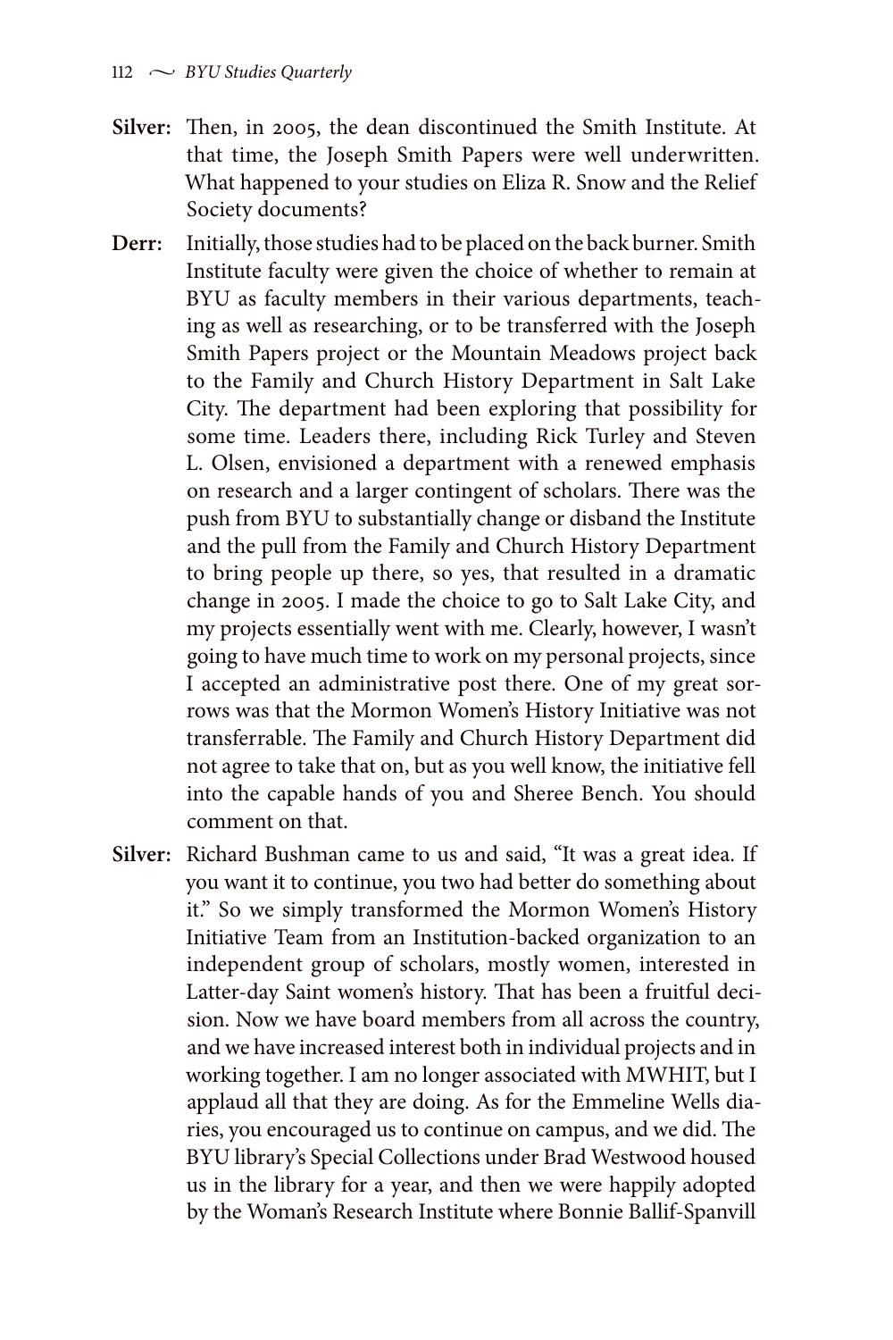**Silver:** Then, in 2005, the dean discontinued the Smith Institute. At that time, the Joseph Smith Papers were well underwritten. What happened to your studies on Eliza R. Snow and the Relief Society documents?

**Derr:** Initially, those studies had to be placed on the back burner. Smith Institute faculty were given the choice of whether to remain at BYU as faculty members in their various departments, teaching as well as researching, or to be transferred with the Joseph Smith Papers project or the Mountain Meadows project back to the Family and Church History Department in Salt Lake City. The department had been exploring that possibility for some time. Leaders there, including Rick Turley and Steven L. Olsen, envisioned a department with a renewed emphasis on research and a larger contingent of scholars. There was the push from BYU to substantially change or disband the Institute and the pull from the Family and Church History Department to bring people up there, so yes, that resulted in a dramatic change in 2005. I made the choice to go to Salt Lake City, and my projects essentially went with me. Clearly, however, I wasn't going to have much time to work on my personal projects, since I accepted an administrative post there. One of my great sorrows was that the Mormon Women's History Initiative was not transferrable. The Family and Church History Department did not agree to take that on, but as you well know, the initiative fell into the capable hands of you and Sheree Bench. You should comment on that.

**Silver:** Richard Bushman came to us and said, "It was a great idea. If you want it to continue, you two had better do something about it." So we simply transformed the Mormon Women's History Initiative Team from an Institution-backed organization to an independent group of scholars, mostly women, interested in Latter-day Saint women's history. That has been a fruitful decision. Now we have board members from all across the country, and we have increased interest both in individual projects and in working together. I am no longer associated with MWHIT, but I applaud all that they are doing. As for the Emmeline Wells diaries, you encouraged us to continue on campus, and we did. The BYU library's Special Collections under Brad Westwood housed us in the library for a year, and then we were happily adopted by the Woman's Research Institute where Bonnie Ballif-Spanvill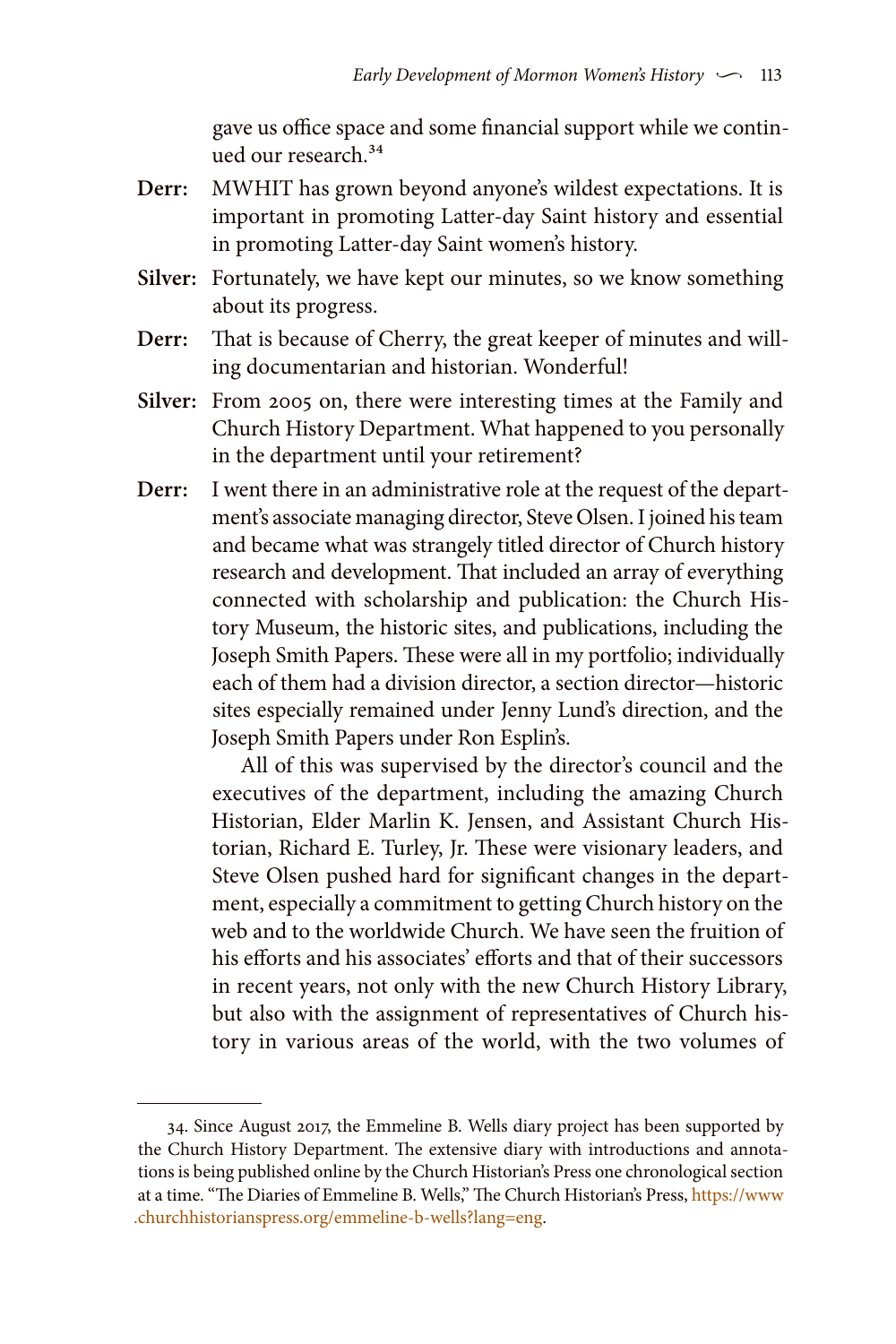gave us office space and some financial support while we continued our research.[34]

**Derr:** MWHIT has grown beyond anyone's wildest expectations. It is important in promoting Latter-day Saint history and essential in promoting Latter-day Saint women's history.

**Silver:** Fortunately, we have kept our minutes, so we know something about its progress.

**Derr:** That is because of Cherry, the great keeper of minutes and willing documentarian and historian. Wonderful!

**Silver:** From 2005 on, there were interesting times at the Family and Church History Department. What happened to you personally in the department until your retirement?

**Derr:** I went there in an administrative role at the request of the department's associate managing director, Steve Olsen. I joined his team and became what was strangely titled director of Church history research and development. That included an array of everything connected with scholarship and publication: the Church History Museum, the historic sites, and publications, including the Joseph Smith Papers. These were all in my portfolio; individually each of them had a division director, a section director—historic sites especially remained under Jenny Lund's direction, and the Joseph Smith Papers under Ron Esplin's.

All of this was supervised by the director's council and the executives of the department, including the amazing Church Historian, Elder Marlin K. Jensen, and Assistant Church Historian, Richard E. Turley, Jr. These were visionary leaders, and Steve Olsen pushed hard for significant changes in the department, especially a commitment to getting Church history on the web and to the worldwide Church. We have seen the fruition of his efforts and his associates' efforts and that of their successors in recent years, not only with the new Church History Library, but also with the assignment of representatives of Church history in various areas of the world, with the two volumes of

---

34. Since August 2017, the Emmeline B. Wells diary project has been supported by the Church History Department. The extensive diary with introductions and annotations is being published online by the Church Historian's Press one chronological section at a time. "The Diaries of Emmeline B. Wells," The Church Historian's Press, https://www.churchhistorianspress.org/emmeline-b-wells?lang=eng.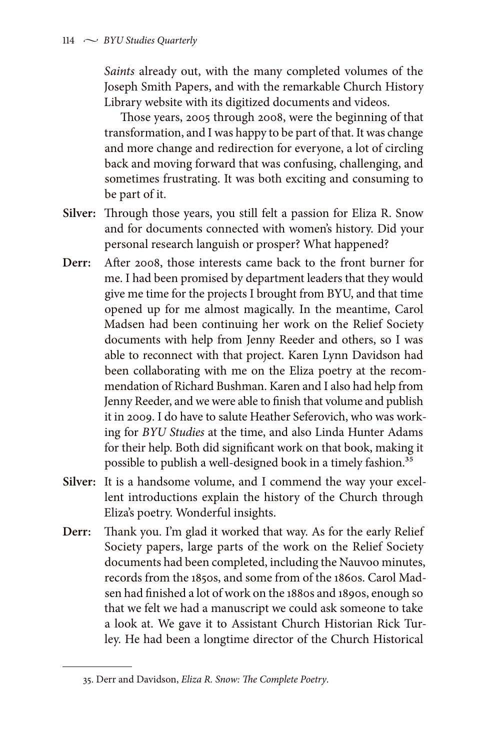*Saints* already out, with the many completed volumes of the Joseph Smith Papers, and with the remarkable Church History Library website with its digitized documents and videos.

Those years, 2005 through 2008, were the beginning of that transformation, and I was happy to be part of that. It was change and more change and redirection for everyone, a lot of circling back and moving forward that was confusing, challenging, and sometimes frustrating. It was both exciting and consuming to be part of it.

**Silver:** Through those years, you still felt a passion for Eliza R. Snow and for documents connected with women's history. Did your personal research languish or prosper? What happened?

**Derr:** After 2008, those interests came back to the front burner for me. I had been promised by department leaders that they would give me time for the projects I brought from BYU, and that time opened up for me almost magically. In the meantime, Carol Madsen had been continuing her work on the Relief Society documents with help from Jenny Reeder and others, so I was able to reconnect with that project. Karen Lynn Davidson had been collaborating with me on the Eliza poetry at the recommendation of Richard Bushman. Karen and I also had help from Jenny Reeder, and we were able to finish that volume and publish it in 2009. I do have to salute Heather Seferovich, who was working for *BYU Studies* at the time, and also Linda Hunter Adams for their help. Both did significant work on that book, making it possible to publish a well-designed book in a timely fashion.[35]

**Silver:** It is a handsome volume, and I commend the way your excellent introductions explain the history of the Church through Eliza's poetry. Wonderful insights.

**Derr:** Thank you. I'm glad it worked that way. As for the early Relief Society papers, large parts of the work on the Relief Society documents had been completed, including the Nauvoo minutes, records from the 1850s, and some from of the 1860s. Carol Madsen had finished a lot of work on the 1880s and 1890s, enough so that we felt we had a manuscript we could ask someone to take a look at. We gave it to Assistant Church Historian Rick Turley. He had been a longtime director of the Church Historical

35. Derr and Davidson, *Eliza R. Snow: The Complete Poetry*.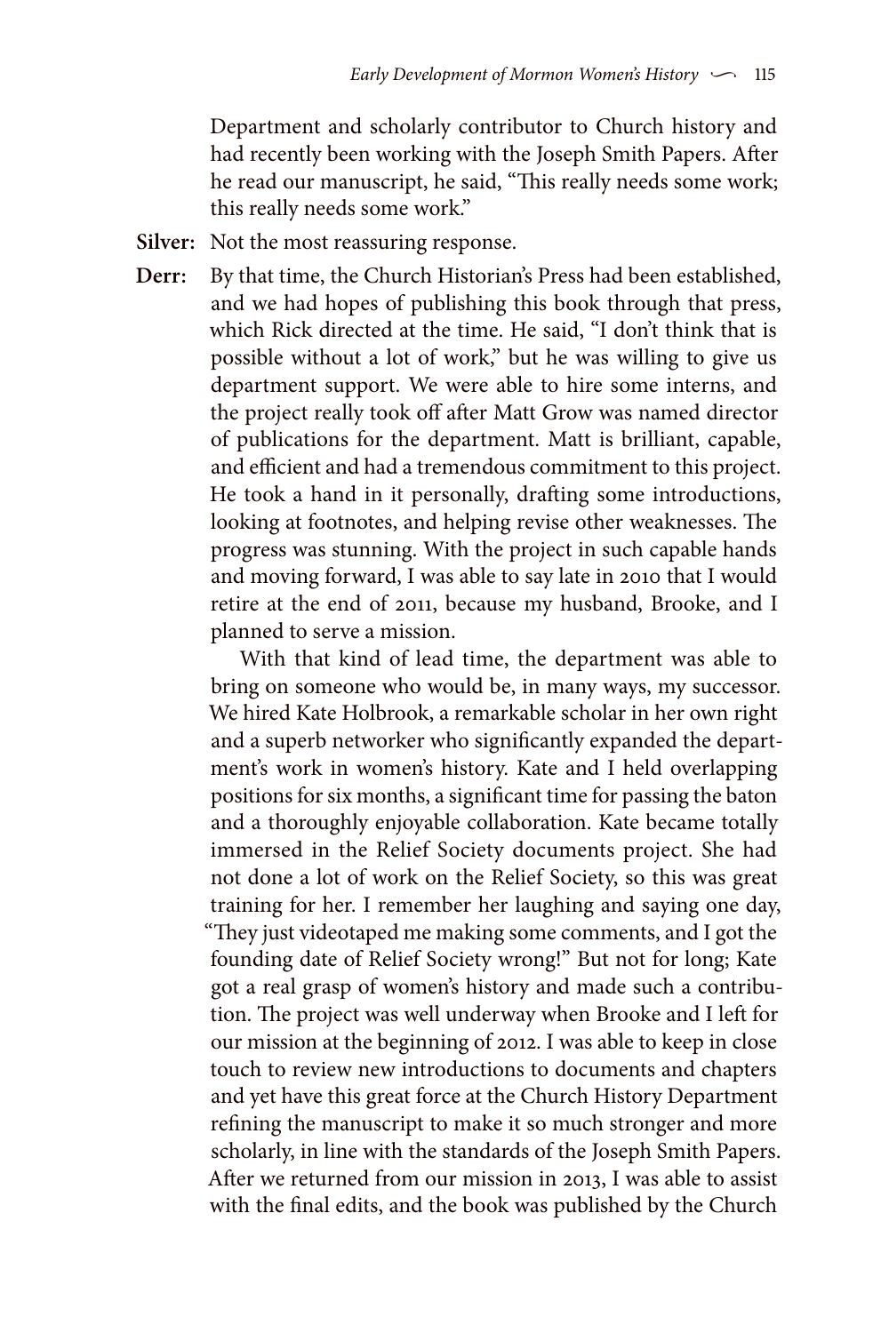Department and scholarly contributor to Church history and had recently been working with the Joseph Smith Papers. After he read our manuscript, he said, "This really needs some work; this really needs some work."

**Silver:** Not the most reassuring response.

**Derr:** By that time, the Church Historian's Press had been established, and we had hopes of publishing this book through that press, which Rick directed at the time. He said, "I don't think that is possible without a lot of work," but he was willing to give us department support. We were able to hire some interns, and the project really took off after Matt Grow was named director of publications for the department. Matt is brilliant, capable, and efficient and had a tremendous commitment to this project. He took a hand in it personally, drafting some introductions, looking at footnotes, and helping revise other weaknesses. The progress was stunning. With the project in such capable hands and moving forward, I was able to say late in 2010 that I would retire at the end of 2011, because my husband, Brooke, and I planned to serve a mission.

With that kind of lead time, the department was able to bring on someone who would be, in many ways, my successor. We hired Kate Holbrook, a remarkable scholar in her own right and a superb networker who significantly expanded the department's work in women's history. Kate and I held overlapping positions for six months, a significant time for passing the baton and a thoroughly enjoyable collaboration. Kate became totally immersed in the Relief Society documents project. She had not done a lot of work on the Relief Society, so this was great training for her. I remember her laughing and saying one day, "They just videotaped me making some comments, and I got the founding date of Relief Society wrong!" But not for long; Kate got a real grasp of women's history and made such a contribution. The project was well underway when Brooke and I left for our mission at the beginning of 2012. I was able to keep in close touch to review new introductions to documents and chapters and yet have this great force at the Church History Department refining the manuscript to make it so much stronger and more scholarly, in line with the standards of the Joseph Smith Papers. After we returned from our mission in 2013, I was able to assist with the final edits, and the book was published by the Church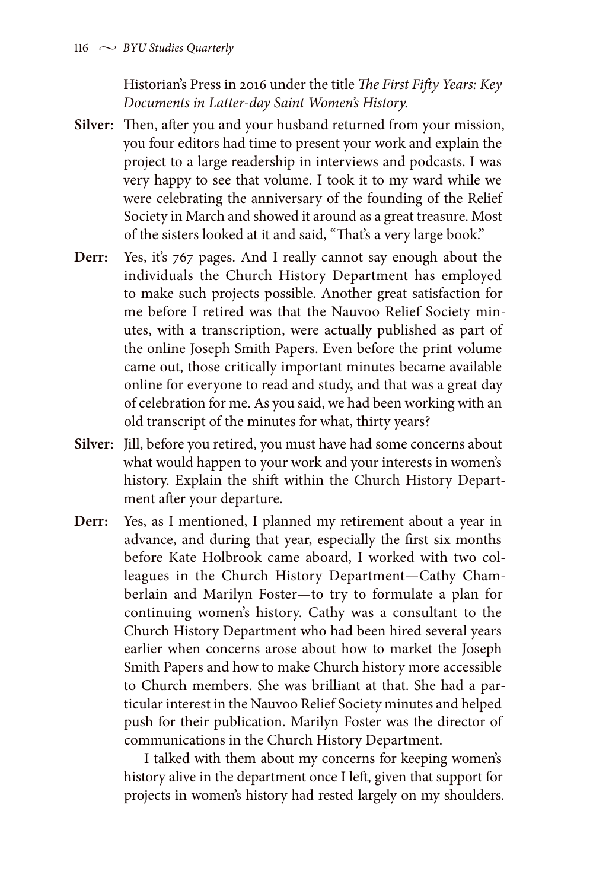Historian's Press in 2016 under the title *The First Fifty Years: Key Documents in Latter-day Saint Women's History.*

**Silver:** Then, after you and your husband returned from your mission, you four editors had time to present your work and explain the project to a large readership in interviews and podcasts. I was very happy to see that volume. I took it to my ward while we were celebrating the anniversary of the founding of the Relief Society in March and showed it around as a great treasure. Most of the sisters looked at it and said, "That's a very large book."

**Derr:** Yes, it's 767 pages. And I really cannot say enough about the individuals the Church History Department has employed to make such projects possible. Another great satisfaction for me before I retired was that the Nauvoo Relief Society minutes, with a transcription, were actually published as part of the online Joseph Smith Papers. Even before the print volume came out, those critically important minutes became available online for everyone to read and study, and that was a great day of celebration for me. As you said, we had been working with an old transcript of the minutes for what, thirty years?

**Silver:** Jill, before you retired, you must have had some concerns about what would happen to your work and your interests in women's history. Explain the shift within the Church History Department after your departure.

**Derr:** Yes, as I mentioned, I planned my retirement about a year in advance, and during that year, especially the first six months before Kate Holbrook came aboard, I worked with two colleagues in the Church History Department—Cathy Chamberlain and Marilyn Foster—to try to formulate a plan for continuing women's history. Cathy was a consultant to the Church History Department who had been hired several years earlier when concerns arose about how to market the Joseph Smith Papers and how to make Church history more accessible to Church members. She was brilliant at that. She had a particular interest in the Nauvoo Relief Society minutes and helped push for their publication. Marilyn Foster was the director of communications in the Church History Department.

I talked with them about my concerns for keeping women's history alive in the department once I left, given that support for projects in women's history had rested largely on my shoulders.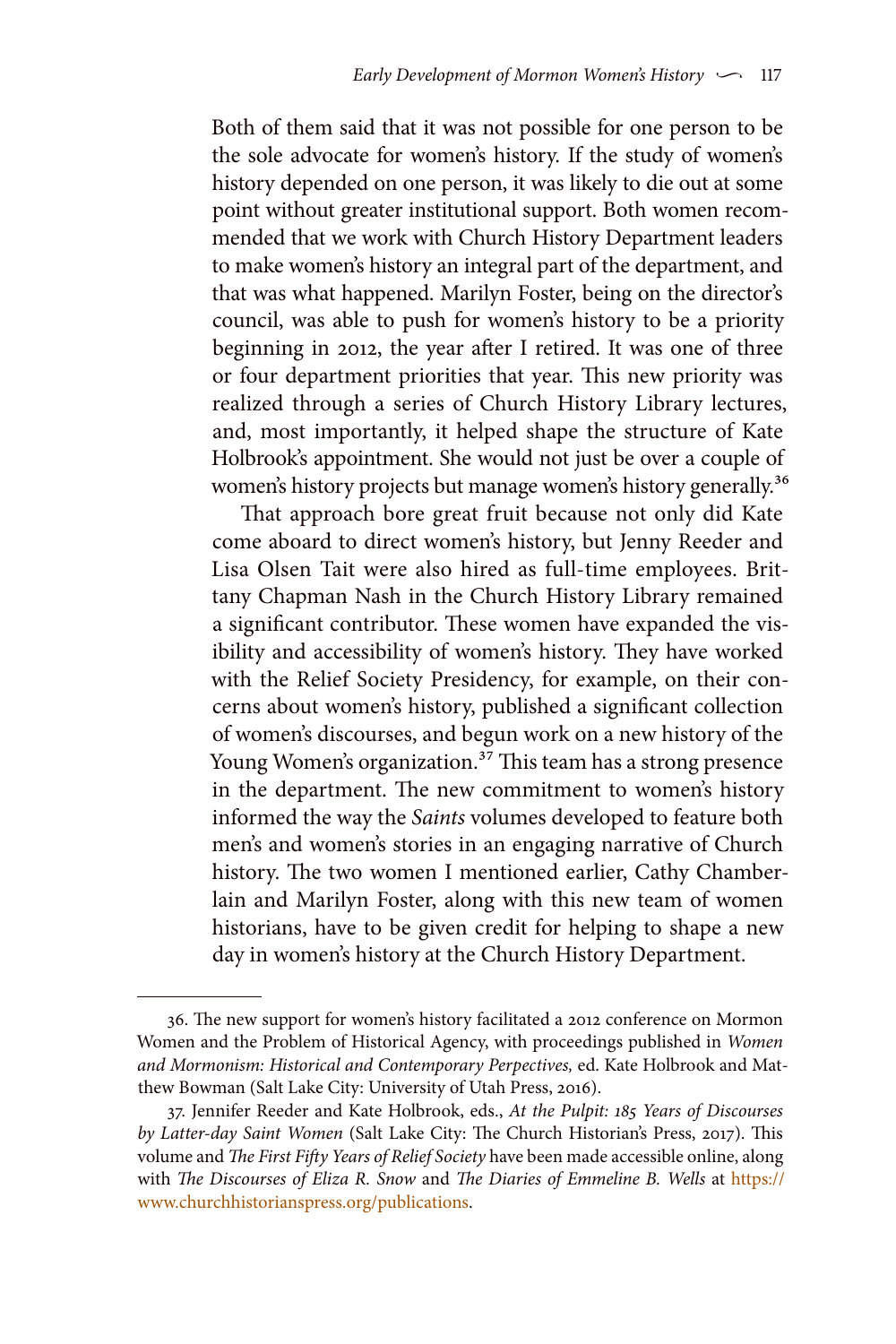Both of them said that it was not possible for one person to be the sole advocate for women's history. If the study of women's history depended on one person, it was likely to die out at some point without greater institutional support. Both women recommended that we work with Church History Department leaders to make women's history an integral part of the department, and that was what happened. Marilyn Foster, being on the director's council, was able to push for women's history to be a priority beginning in 2012, the year after I retired. It was one of three or four department priorities that year. This new priority was realized through a series of Church History Library lectures, and, most importantly, it helped shape the structure of Kate Holbrook's appointment. She would not just be over a couple of women's history projects but manage women's history generally.[36]

That approach bore great fruit because not only did Kate come aboard to direct women's history, but Jenny Reeder and Lisa Olsen Tait were also hired as full-time employees. Brittany Chapman Nash in the Church History Library remained a significant contributor. These women have expanded the visibility and accessibility of women's history. They have worked with the Relief Society Presidency, for example, on their concerns about women's history, published a significant collection of women's discourses, and begun work on a new history of the Young Women's organization.[37] This team has a strong presence in the department. The new commitment to women's history informed the way the *Saints* volumes developed to feature both men's and women's stories in an engaging narrative of Church history. The two women I mentioned earlier, Cathy Chamberlain and Marilyn Foster, along with this new team of women historians, have to be given credit for helping to shape a new day in women's history at the Church History Department.

---

36. The new support for women's history facilitated a 2012 conference on Mormon Women and the Problem of Historical Agency, with proceedings published in *Women and Mormonism: Historical and Contemporary Perpectives,* ed. Kate Holbrook and Matthew Bowman (Salt Lake City: University of Utah Press, 2016).

37. Jennifer Reeder and Kate Holbrook, eds., *At the Pulpit: 185 Years of Discourses by Latter-day Saint Women* (Salt Lake City: The Church Historian's Press, 2017). This volume and *The First Fifty Years of Relief Society* have been made accessible online, along with *The Discourses of Eliza R. Snow* and *The Diaries of Emmeline B. Wells* at https://www.churchhistorianspress.org/publications.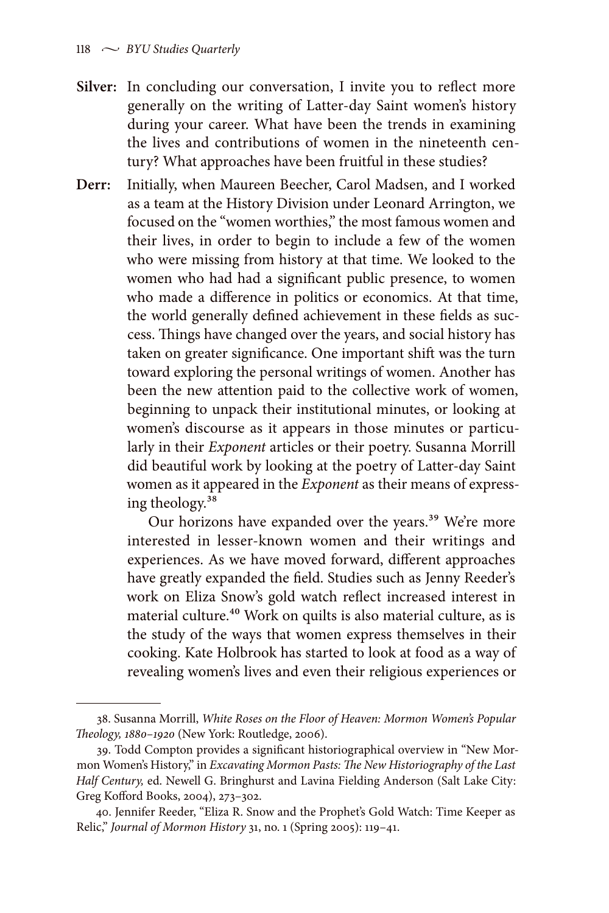**Silver:** In concluding our conversation, I invite you to reflect more generally on the writing of Latter-day Saint women's history during your career. What have been the trends in examining the lives and contributions of women in the nineteenth century? What approaches have been fruitful in these studies?

**Derr:** Initially, when Maureen Beecher, Carol Madsen, and I worked as a team at the History Division under Leonard Arrington, we focused on the "women worthies," the most famous women and their lives, in order to begin to include a few of the women who were missing from history at that time. We looked to the women who had had a significant public presence, to women who made a difference in politics or economics. At that time, the world generally defined achievement in these fields as success. Things have changed over the years, and social history has taken on greater significance. One important shift was the turn toward exploring the personal writings of women. Another has been the new attention paid to the collective work of women, beginning to unpack their institutional minutes, or looking at women's discourse as it appears in those minutes or particularly in their *Exponent* articles or their poetry. Susanna Morrill did beautiful work by looking at the poetry of Latter-day Saint women as it appeared in the *Exponent* as their means of expressing theology.[38]

Our horizons have expanded over the years.[39] We're more interested in lesser-known women and their writings and experiences. As we have moved forward, different approaches have greatly expanded the field. Studies such as Jenny Reeder's work on Eliza Snow's gold watch reflect increased interest in material culture.[40] Work on quilts is also material culture, as is the study of the ways that women express themselves in their cooking. Kate Holbrook has started to look at food as a way of revealing women's lives and even their religious experiences or

---

38. Susanna Morrill, *White Roses on the Floor of Heaven: Mormon Women's Popular Theology, 1880–1920* (New York: Routledge, 2006).

39. Todd Compton provides a significant historiographical overview in "New Mormon Women's History," in *Excavating Mormon Pasts: The New Historiography of the Last Half Century,* ed. Newell G. Bringhurst and Lavina Fielding Anderson (Salt Lake City: Greg Kofford Books, 2004), 273–302.

40. Jennifer Reeder, "Eliza R. Snow and the Prophet's Gold Watch: Time Keeper as Relic," *Journal of Mormon History* 31, no. 1 (Spring 2005): 119–41.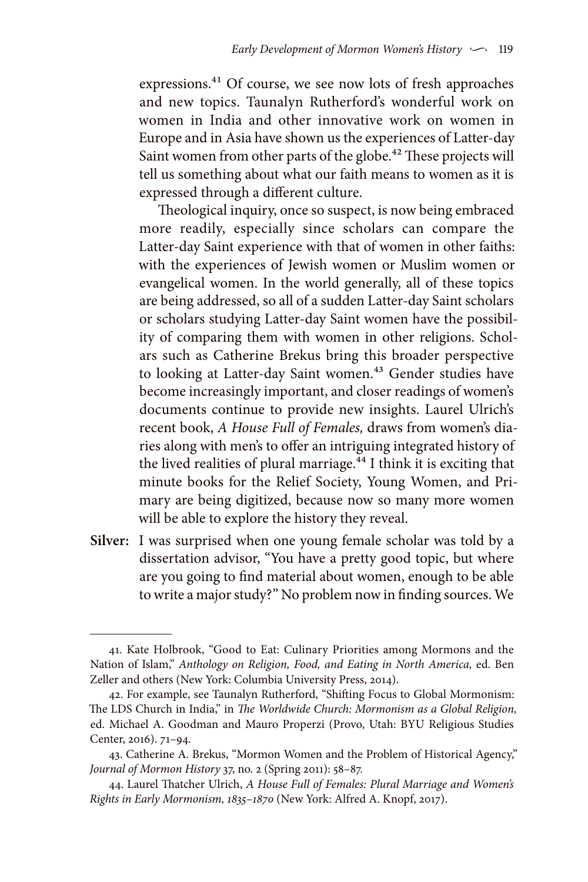expressions.[41] Of course, we see now lots of fresh approaches and new topics. Taunalyn Rutherford's wonderful work on women in India and other innovative work on women in Europe and in Asia have shown us the experiences of Latter-day Saint women from other parts of the globe.[42] These projects will tell us something about what our faith means to women as it is expressed through a different culture.

Theological inquiry, once so suspect, is now being embraced more readily, especially since scholars can compare the Latter-day Saint experience with that of women in other faiths: with the experiences of Jewish women or Muslim women or evangelical women. In the world generally, all of these topics are being addressed, so all of a sudden Latter-day Saint scholars or scholars studying Latter-day Saint women have the possibility of comparing them with women in other religions. Scholars such as Catherine Brekus bring this broader perspective to looking at Latter-day Saint women.[43] Gender studies have become increasingly important, and closer readings of women's documents continue to provide new insights. Laurel Ulrich's recent book, *A House Full of Females,* draws from women's diaries along with men's to offer an intriguing integrated history of the lived realities of plural marriage.[44] I think it is exciting that minute books for the Relief Society, Young Women, and Primary are being digitized, because now so many more women will be able to explore the history they reveal.

**Silver:** I was surprised when one young female scholar was told by a dissertation advisor, "You have a pretty good topic, but where are you going to find material about women, enough to be able to write a major study?" No problem now in finding sources. We

---

41. Kate Holbrook, "Good to Eat: Culinary Priorities among Mormons and the Nation of Islam," *Anthology on Religion, Food, and Eating in North America,* ed. Ben Zeller and others (New York: Columbia University Press, 2014).

42. For example, see Taunalyn Rutherford, "Shifting Focus to Global Mormonism: The LDS Church in India," in *The Worldwide Church: Mormonism as a Global Religion,* ed. Michael A. Goodman and Mauro Properzi (Provo, Utah: BYU Religious Studies Center, 2016). 71–94.

43. Catherine A. Brekus, "Mormon Women and the Problem of Historical Agency," *Journal of Mormon History* 37, no. 2 (Spring 2011): 58–87.

44. Laurel Thatcher Ulrich, *A House Full of Females: Plural Marriage and Women's Rights in Early Mormonism, 1835–1870* (New York: Alfred A. Knopf, 2017).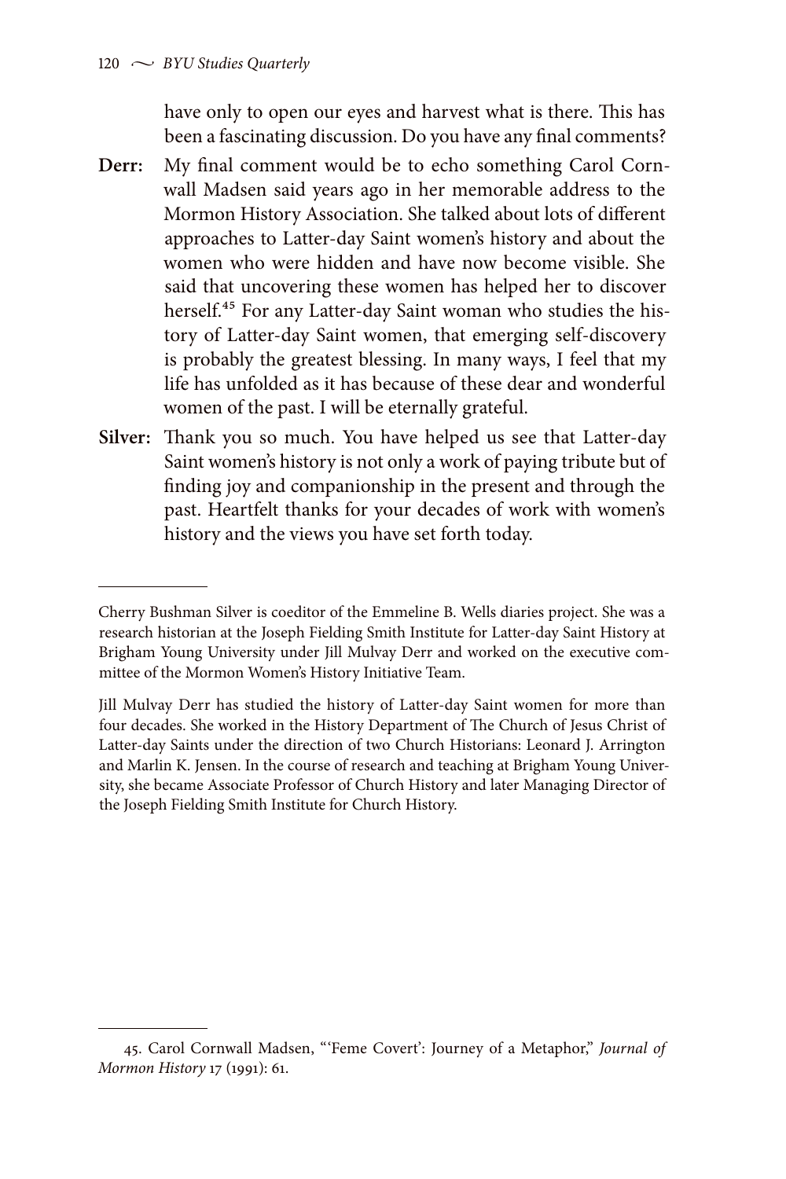have only to open our eyes and harvest what is there. This has been a fascinating discussion. Do you have any final comments?

**Derr:** My final comment would be to echo something Carol Cornwall Madsen said years ago in her memorable address to the Mormon History Association. She talked about lots of different approaches to Latter-day Saint women's history and about the women who were hidden and have now become visible. She said that uncovering these women has helped her to discover herself.[45] For any Latter-day Saint woman who studies the history of Latter-day Saint women, that emerging self-discovery is probably the greatest blessing. In many ways, I feel that my life has unfolded as it has because of these dear and wonderful women of the past. I will be eternally grateful.

**Silver:** Thank you so much. You have helped us see that Latter-day Saint women's history is not only a work of paying tribute but of finding joy and companionship in the present and through the past. Heartfelt thanks for your decades of work with women's history and the views you have set forth today.

---

Cherry Bushman Silver is coeditor of the Emmeline B. Wells diaries project. She was a research historian at the Joseph Fielding Smith Institute for Latter-day Saint History at Brigham Young University under Jill Mulvay Derr and worked on the executive committee of the Mormon Women's History Initiative Team.

Jill Mulvay Derr has studied the history of Latter-day Saint women for more than four decades. She worked in the History Department of The Church of Jesus Christ of Latter-day Saints under the direction of two Church Historians: Leonard J. Arrington and Marlin K. Jensen. In the course of research and teaching at Brigham Young University, she became Associate Professor of Church History and later Managing Director of the Joseph Fielding Smith Institute for Church History.

---

45. Carol Cornwall Madsen, "'Feme Covert': Journey of a Metaphor," *Journal of Mormon History* 17 (1991): 61.